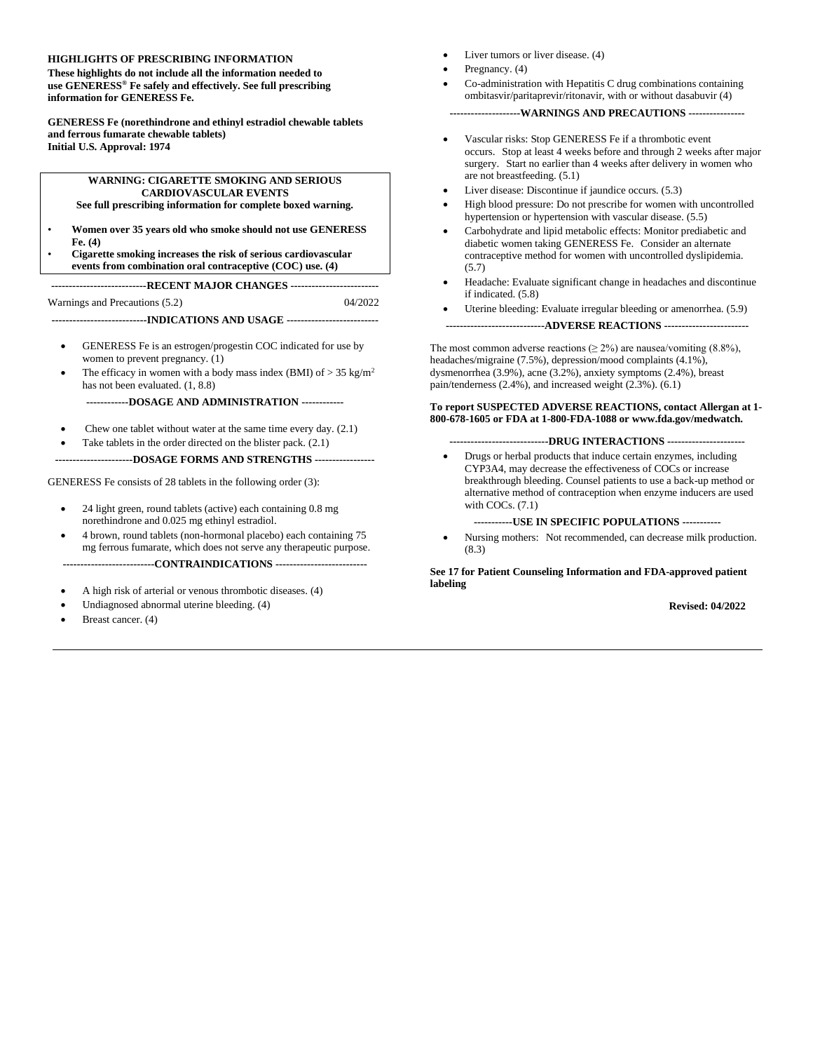**HIGHLIGHTS OF PRESCRIBING INFORMATION**

**These highlights do not include all the information needed to use GENERESS® Fe safely and effectively. See full prescribing information for GENERESS Fe.**

**GENERESS Fe (norethindrone and ethinyl estradiol chewable tablets and ferrous fumarate chewable tablets)**
**Initial U.S. Approval: 1974**

**WARNING: CIGARETTE SMOKING AND SERIOUS CARDIOVASCULAR EVENTS**
**See full prescribing information for complete boxed warning.**

- **Women over 35 years old who smoke should not use GENERESS Fe. (4)**
- **Cigarette smoking increases the risk of serious cardiovascular events from combination oral contraceptive (COC) use. (4)**

**RECENT MAJOR CHANGES**

Warnings and Precautions (5.2) 04/2022

**INDICATIONS AND USAGE**

- GENERESS Fe is an estrogen/progestin COC indicated for use by women to prevent pregnancy. (1)
- The efficacy in women with a body mass index (BMI) of > 35 kg/m² has not been evaluated. (1, 8.8)

**DOSAGE AND ADMINISTRATION**

- Chew one tablet without water at the same time every day. (2.1)
- Take tablets in the order directed on the blister pack. (2.1)

**DOSAGE FORMS AND STRENGTHS**

GENERESS Fe consists of 28 tablets in the following order (3):

- 24 light green, round tablets (active) each containing 0.8 mg norethindrone and 0.025 mg ethinyl estradiol.
- 4 brown, round tablets (non-hormonal placebo) each containing 75 mg ferrous fumarate, which does not serve any therapeutic purpose.

**CONTRAINDICATIONS**

- A high risk of arterial or venous thrombotic diseases. (4)
- Undiagnosed abnormal uterine bleeding. (4)
- Breast cancer. (4)
- Liver tumors or liver disease. (4)
- Pregnancy. (4)
- Co-administration with Hepatitis C drug combinations containing ombitasvir/paritaprevir/ritonavir, with or without dasabuvir (4)

**WARNINGS AND PRECAUTIONS**

- Vascular risks: Stop GENERESS Fe if a thrombotic event occurs. Stop at least 4 weeks before and through 2 weeks after major surgery. Start no earlier than 4 weeks after delivery in women who are not breastfeeding. (5.1)
- Liver disease: Discontinue if jaundice occurs. (5.3)
- High blood pressure: Do not prescribe for women with uncontrolled hypertension or hypertension with vascular disease. (5.5)
- Carbohydrate and lipid metabolic effects: Monitor prediabetic and diabetic women taking GENERESS Fe. Consider an alternate contraceptive method for women with uncontrolled dyslipidemia. (5.7)
- Headache: Evaluate significant change in headaches and discontinue if indicated. (5.8)
- Uterine bleeding: Evaluate irregular bleeding or amenorrhea. (5.9)

**ADVERSE REACTIONS**

The most common adverse reactions (≥ 2%) are nausea/vomiting (8.8%), headaches/migraine (7.5%), depression/mood complaints (4.1%), dysmenorrhea (3.9%), acne (3.2%), anxiety symptoms (2.4%), breast pain/tenderness (2.4%), and increased weight (2.3%). (6.1)

**To report SUSPECTED ADVERSE REACTIONS, contact Allergan at 1-800-678-1605 or FDA at 1-800-FDA-1088 or www.fda.gov/medwatch.**

**DRUG INTERACTIONS**

- Drugs or herbal products that induce certain enzymes, including CYP3A4, may decrease the effectiveness of COCs or increase breakthrough bleeding. Counsel patients to use a back-up method or alternative method of contraception when enzyme inducers are used with COCs. (7.1)

**USE IN SPECIFIC POPULATIONS**

- Nursing mothers: Not recommended, can decrease milk production. (8.3)

**See 17 for Patient Counseling Information and FDA-approved patient labeling**

**Revised: 04/2022**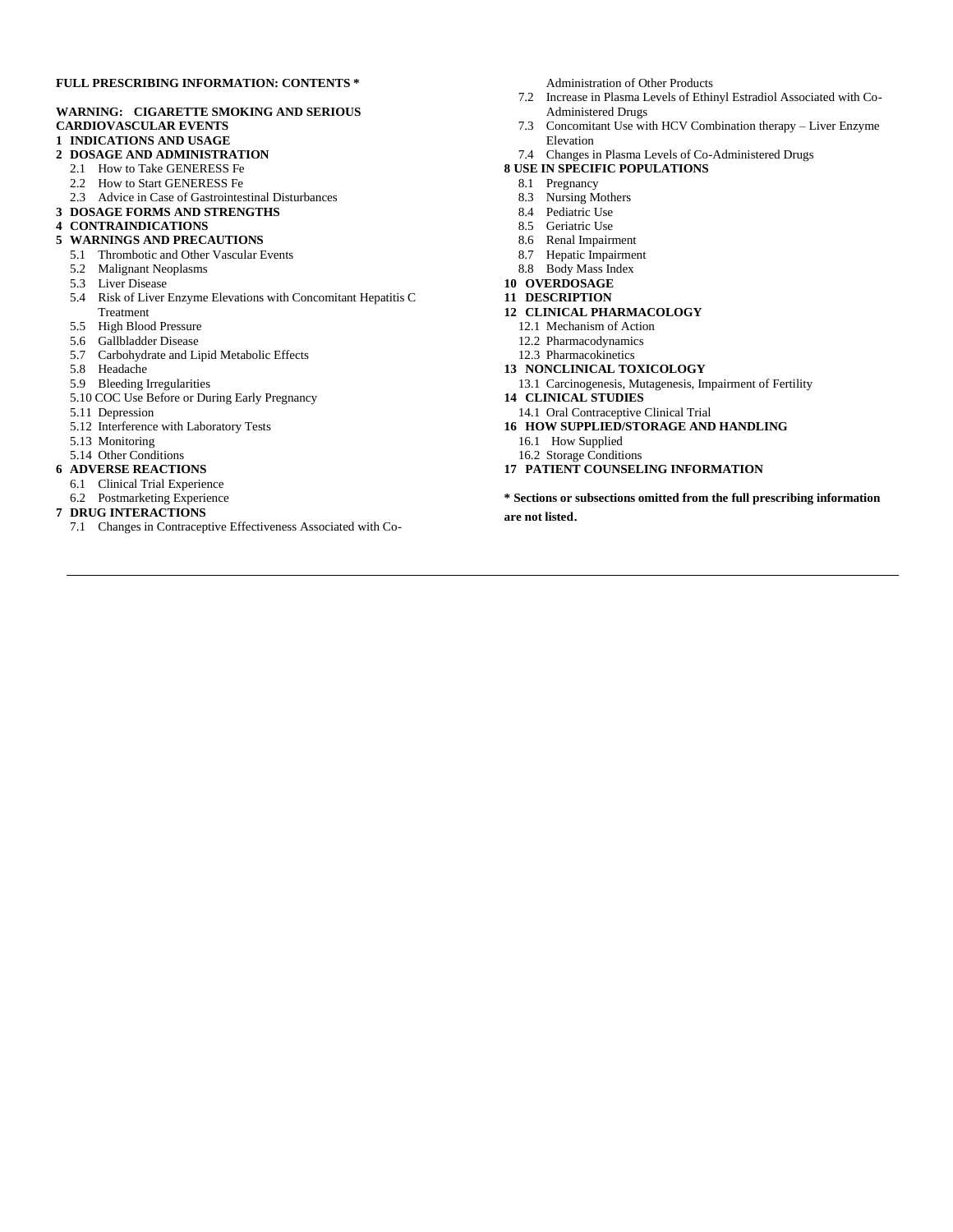**FULL PRESCRIBING INFORMATION: CONTENTS ***

**WARNING: CIGARETTE SMOKING AND SERIOUS CARDIOVASCULAR EVENTS**

**1 INDICATIONS AND USAGE**

**2 DOSAGE AND ADMINISTRATION**

- 2.1 How to Take GENERESS Fe
- 2.2 How to Start GENERESS Fe
- 2.3 Advice in Case of Gastrointestinal Disturbances

**3 DOSAGE FORMS AND STRENGTHS**

**4 CONTRAINDICATIONS**

**5 WARNINGS AND PRECAUTIONS**

- 5.1 Thrombotic and Other Vascular Events
- 5.2 Malignant Neoplasms
- 5.3 Liver Disease
- 5.4 Risk of Liver Enzyme Elevations with Concomitant Hepatitis C Treatment
- 5.5 High Blood Pressure
- 5.6 Gallbladder Disease
- 5.7 Carbohydrate and Lipid Metabolic Effects
- 5.8 Headache
- 5.9 Bleeding Irregularities
- 5.10 COC Use Before or During Early Pregnancy
- 5.11 Depression
- 5.12 Interference with Laboratory Tests
- 5.13 Monitoring
- 5.14 Other Conditions

**6 ADVERSE REACTIONS**

- 6.1 Clinical Trial Experience
- 6.2 Postmarketing Experience

**7 DRUG INTERACTIONS**

- 7.1 Changes in Contraceptive Effectiveness Associated with Co-Administration of Other Products
- 7.2 Increase in Plasma Levels of Ethinyl Estradiol Associated with Co-Administered Drugs
- 7.3 Concomitant Use with HCV Combination therapy – Liver Enzyme Elevation
- 7.4 Changes in Plasma Levels of Co-Administered Drugs

**8 USE IN SPECIFIC POPULATIONS**

- 8.1 Pregnancy
- 8.3 Nursing Mothers
- 8.4 Pediatric Use
- 8.5 Geriatric Use
- 8.6 Renal Impairment
- 8.7 Hepatic Impairment
- 8.8 Body Mass Index

**10 OVERDOSAGE**

**11 DESCRIPTION**

**12 CLINICAL PHARMACOLOGY**

- 12.1 Mechanism of Action
- 12.2 Pharmacodynamics
- 12.3 Pharmacokinetics

**13 NONCLINICAL TOXICOLOGY**

- 13.1 Carcinogenesis, Mutagenesis, Impairment of Fertility

**14 CLINICAL STUDIES**

- 14.1 Oral Contraceptive Clinical Trial

**16 HOW SUPPLIED/STORAGE AND HANDLING**

- 16.1 How Supplied
- 16.2 Storage Conditions

**17 PATIENT COUNSELING INFORMATION**

**\* Sections or subsections omitted from the full prescribing information are not listed.**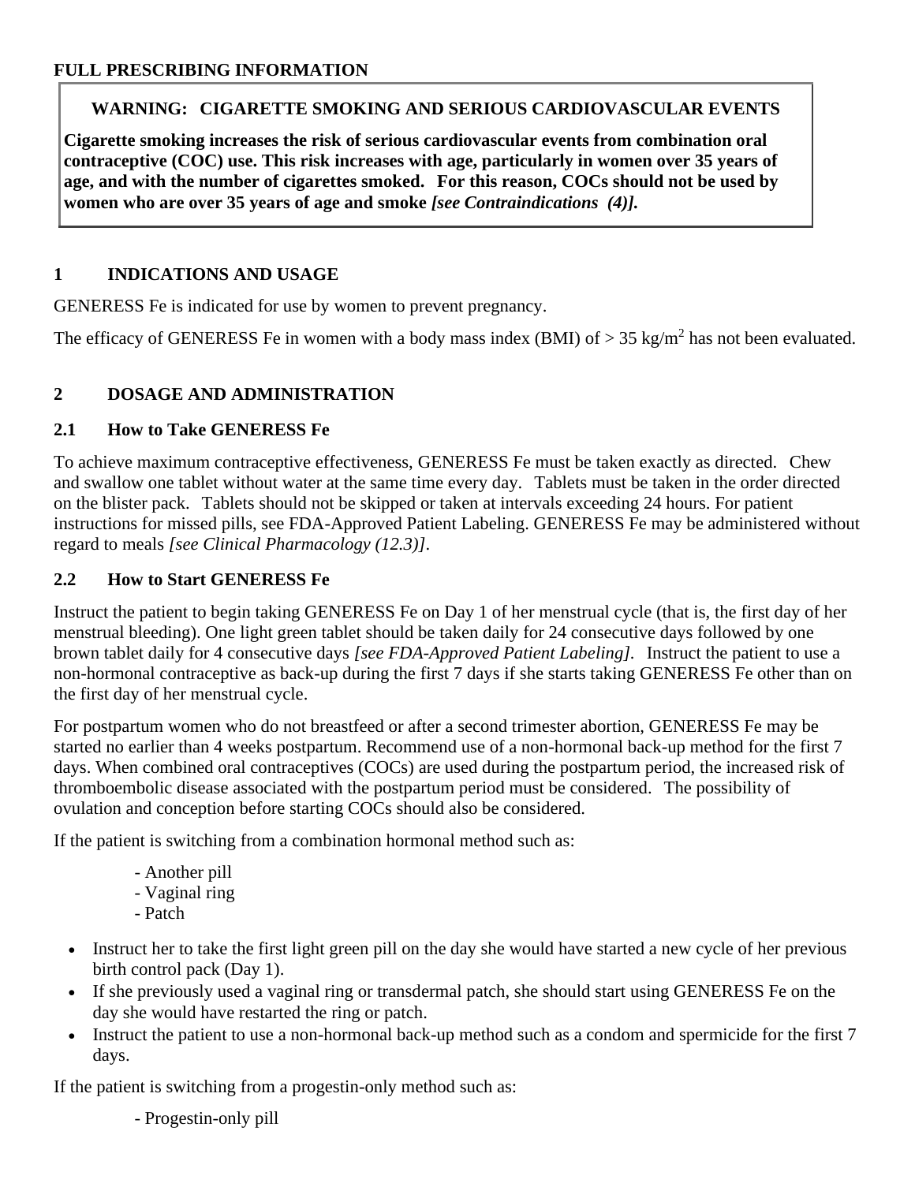**FULL PRESCRIBING INFORMATION**

**WARNING: CIGARETTE SMOKING AND SERIOUS CARDIOVASCULAR EVENTS**

**Cigarette smoking increases the risk of serious cardiovascular events from combination oral contraceptive (COC) use. This risk increases with age, particularly in women over 35 years of age, and with the number of cigarettes smoked. For this reason, COCs should not be used by women who are over 35 years of age and smoke *[see Contraindications (4)].***

## 1 INDICATIONS AND USAGE

GENERESS Fe is indicated for use by women to prevent pregnancy.

The efficacy of GENERESS Fe in women with a body mass index (BMI) of > 35 kg/$m^2$ has not been evaluated.

## 2 DOSAGE AND ADMINISTRATION

### 2.1 How to Take GENERESS Fe

To achieve maximum contraceptive effectiveness, GENERESS Fe must be taken exactly as directed. Chew and swallow one tablet without water at the same time every day. Tablets must be taken in the order directed on the blister pack. Tablets should not be skipped or taken at intervals exceeding 24 hours. For patient instructions for missed pills, see FDA-Approved Patient Labeling. GENERESS Fe may be administered without regard to meals *[see Clinical Pharmacology (12.3)]*.

### 2.2 How to Start GENERESS Fe

Instruct the patient to begin taking GENERESS Fe on Day 1 of her menstrual cycle (that is, the first day of her menstrual bleeding). One light green tablet should be taken daily for 24 consecutive days followed by one brown tablet daily for 4 consecutive days *[see FDA-Approved Patient Labeling]*. Instruct the patient to use a non-hormonal contraceptive as back-up during the first 7 days if she starts taking GENERESS Fe other than on the first day of her menstrual cycle.

For postpartum women who do not breastfeed or after a second trimester abortion, GENERESS Fe may be started no earlier than 4 weeks postpartum. Recommend use of a non-hormonal back-up method for the first 7 days. When combined oral contraceptives (COCs) are used during the postpartum period, the increased risk of thromboembolic disease associated with the postpartum period must be considered. The possibility of ovulation and conception before starting COCs should also be considered.

If the patient is switching from a combination hormonal method such as:

- Another pill
- Vaginal ring
- Patch

- Instruct her to take the first light green pill on the day she would have started a new cycle of her previous birth control pack (Day 1).
- If she previously used a vaginal ring or transdermal patch, she should start using GENERESS Fe on the day she would have restarted the ring or patch.
- Instruct the patient to use a non-hormonal back-up method such as a condom and spermicide for the first 7 days.

If the patient is switching from a progestin-only method such as:

- Progestin-only pill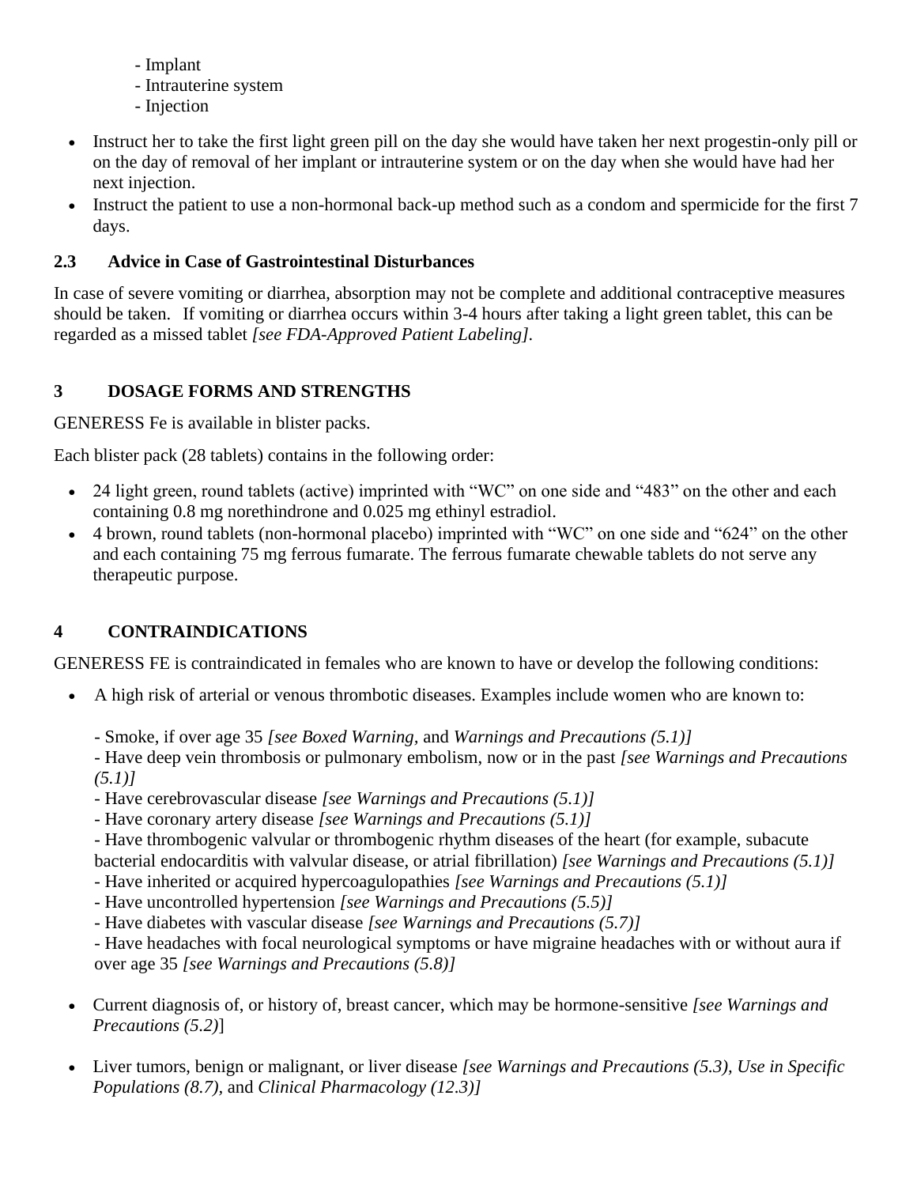- Implant
- Intrauterine system
- Injection

- Instruct her to take the first light green pill on the day she would have taken her next progestin-only pill or on the day of removal of her implant or intrauterine system or on the day when she would have had her next injection.
- Instruct the patient to use a non-hormonal back-up method such as a condom and spermicide for the first 7 days.

### 2.3 Advice in Case of Gastrointestinal Disturbances

In case of severe vomiting or diarrhea, absorption may not be complete and additional contraceptive measures should be taken. If vomiting or diarrhea occurs within 3-4 hours after taking a light green tablet, this can be regarded as a missed tablet *[see FDA-Approved Patient Labeling]*.

## 3 DOSAGE FORMS AND STRENGTHS

GENERESS Fe is available in blister packs.

Each blister pack (28 tablets) contains in the following order:

- 24 light green, round tablets (active) imprinted with "WC" on one side and "483" on the other and each containing 0.8 mg norethindrone and 0.025 mg ethinyl estradiol.
- 4 brown, round tablets (non-hormonal placebo) imprinted with "WC" on one side and "624" on the other and each containing 75 mg ferrous fumarate. The ferrous fumarate chewable tablets do not serve any therapeutic purpose.

## 4 CONTRAINDICATIONS

GENERESS FE is contraindicated in females who are known to have or develop the following conditions:

- A high risk of arterial or venous thrombotic diseases. Examples include women who are known to:

  - Smoke, if over age 35 *[see Boxed Warning,* and *Warnings and Precautions (5.1)]*
  - Have deep vein thrombosis or pulmonary embolism, now or in the past *[see Warnings and Precautions (5.1)]*
  - Have cerebrovascular disease *[see Warnings and Precautions (5.1)]*
  - Have coronary artery disease *[see Warnings and Precautions (5.1)]*
  - Have thrombogenic valvular or thrombogenic rhythm diseases of the heart (for example, subacute bacterial endocarditis with valvular disease, or atrial fibrillation) *[see Warnings and Precautions (5.1)]*
  - Have inherited or acquired hypercoagulopathies *[see Warnings and Precautions (5.1)]*
  - Have uncontrolled hypertension *[see Warnings and Precautions (5.5)]*
  - Have diabetes with vascular disease *[see Warnings and Precautions (5.7)]*
  - Have headaches with focal neurological symptoms or have migraine headaches with or without aura if over age 35 *[see Warnings and Precautions (5.8)]*

- Current diagnosis of, or history of, breast cancer, which may be hormone-sensitive *[see Warnings and Precautions (5.2)*]

- Liver tumors, benign or malignant, or liver disease *[see Warnings and Precautions (5.3), Use in Specific Populations (8.7),* and *Clinical Pharmacology (12.3)]*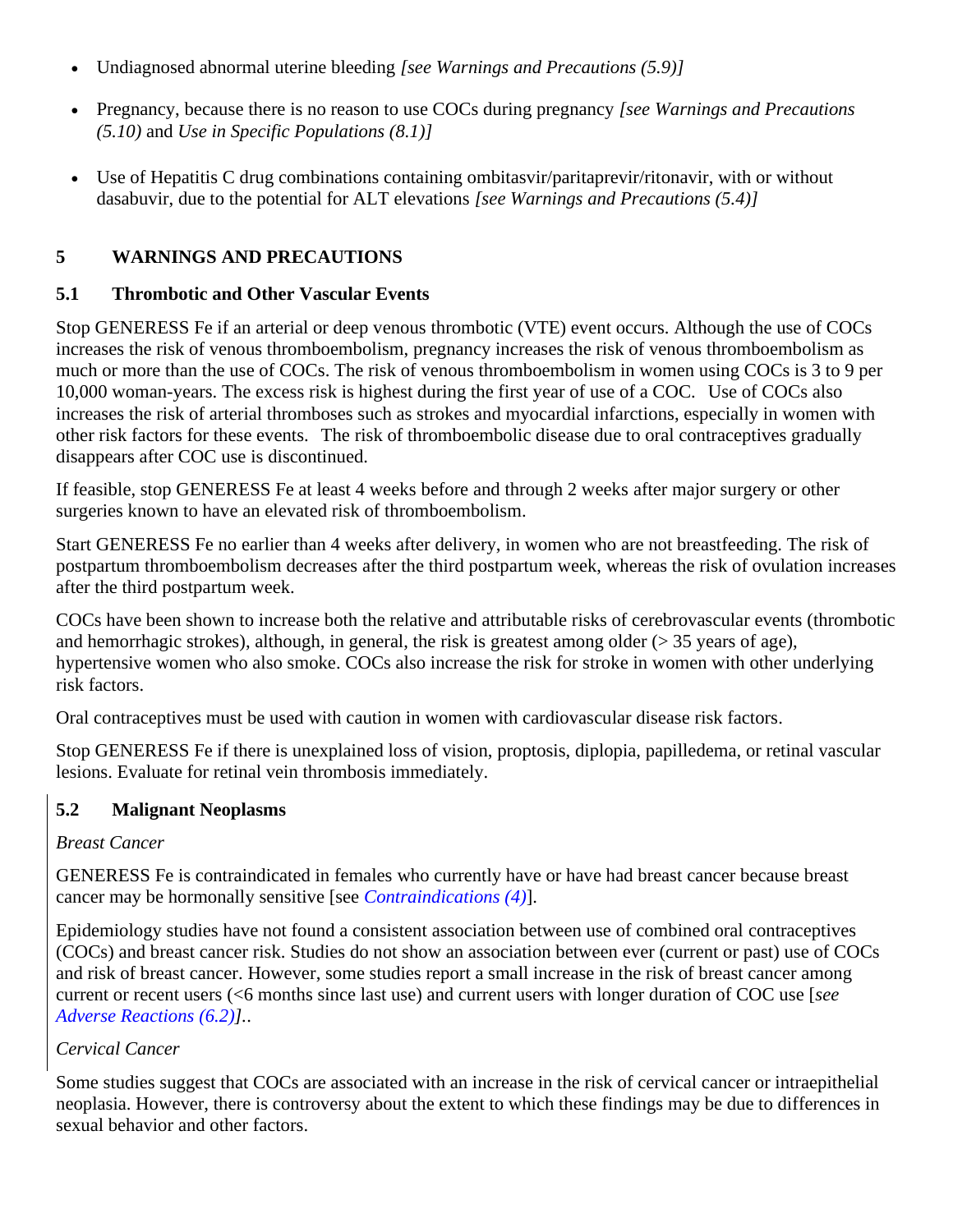- Undiagnosed abnormal uterine bleeding *[see Warnings and Precautions (5.9)]*
- Pregnancy, because there is no reason to use COCs during pregnancy *[see Warnings and Precautions (5.10)* and *Use in Specific Populations (8.1)]*
- Use of Hepatitis C drug combinations containing ombitasvir/paritaprevir/ritonavir, with or without dasabuvir, due to the potential for ALT elevations *[see Warnings and Precautions (5.4)]*

## 5 WARNINGS AND PRECAUTIONS

### 5.1 Thrombotic and Other Vascular Events

Stop GENERESS Fe if an arterial or deep venous thrombotic (VTE) event occurs. Although the use of COCs increases the risk of venous thromboembolism, pregnancy increases the risk of venous thromboembolism as much or more than the use of COCs. The risk of venous thromboembolism in women using COCs is 3 to 9 per 10,000 woman-years. The excess risk is highest during the first year of use of a COC. Use of COCs also increases the risk of arterial thromboses such as strokes and myocardial infarctions, especially in women with other risk factors for these events. The risk of thromboembolic disease due to oral contraceptives gradually disappears after COC use is discontinued.

If feasible, stop GENERESS Fe at least 4 weeks before and through 2 weeks after major surgery or other surgeries known to have an elevated risk of thromboembolism.

Start GENERESS Fe no earlier than 4 weeks after delivery, in women who are not breastfeeding. The risk of postpartum thromboembolism decreases after the third postpartum week, whereas the risk of ovulation increases after the third postpartum week.

COCs have been shown to increase both the relative and attributable risks of cerebrovascular events (thrombotic and hemorrhagic strokes), although, in general, the risk is greatest among older (> 35 years of age), hypertensive women who also smoke. COCs also increase the risk for stroke in women with other underlying risk factors.

Oral contraceptives must be used with caution in women with cardiovascular disease risk factors.

Stop GENERESS Fe if there is unexplained loss of vision, proptosis, diplopia, papilledema, or retinal vascular lesions. Evaluate for retinal vein thrombosis immediately.

### 5.2 Malignant Neoplasms

*Breast Cancer*

GENERESS Fe is contraindicated in females who currently have or have had breast cancer because breast cancer may be hormonally sensitive [see *Contraindications (4)*].

Epidemiology studies have not found a consistent association between use of combined oral contraceptives (COCs) and breast cancer risk. Studies do not show an association between ever (current or past) use of COCs and risk of breast cancer. However, some studies report a small increase in the risk of breast cancer among current or recent users (<6 months since last use) and current users with longer duration of COC use [*see Adverse Reactions (6.2)]*..

*Cervical Cancer*

Some studies suggest that COCs are associated with an increase in the risk of cervical cancer or intraepithelial neoplasia. However, there is controversy about the extent to which these findings may be due to differences in sexual behavior and other factors.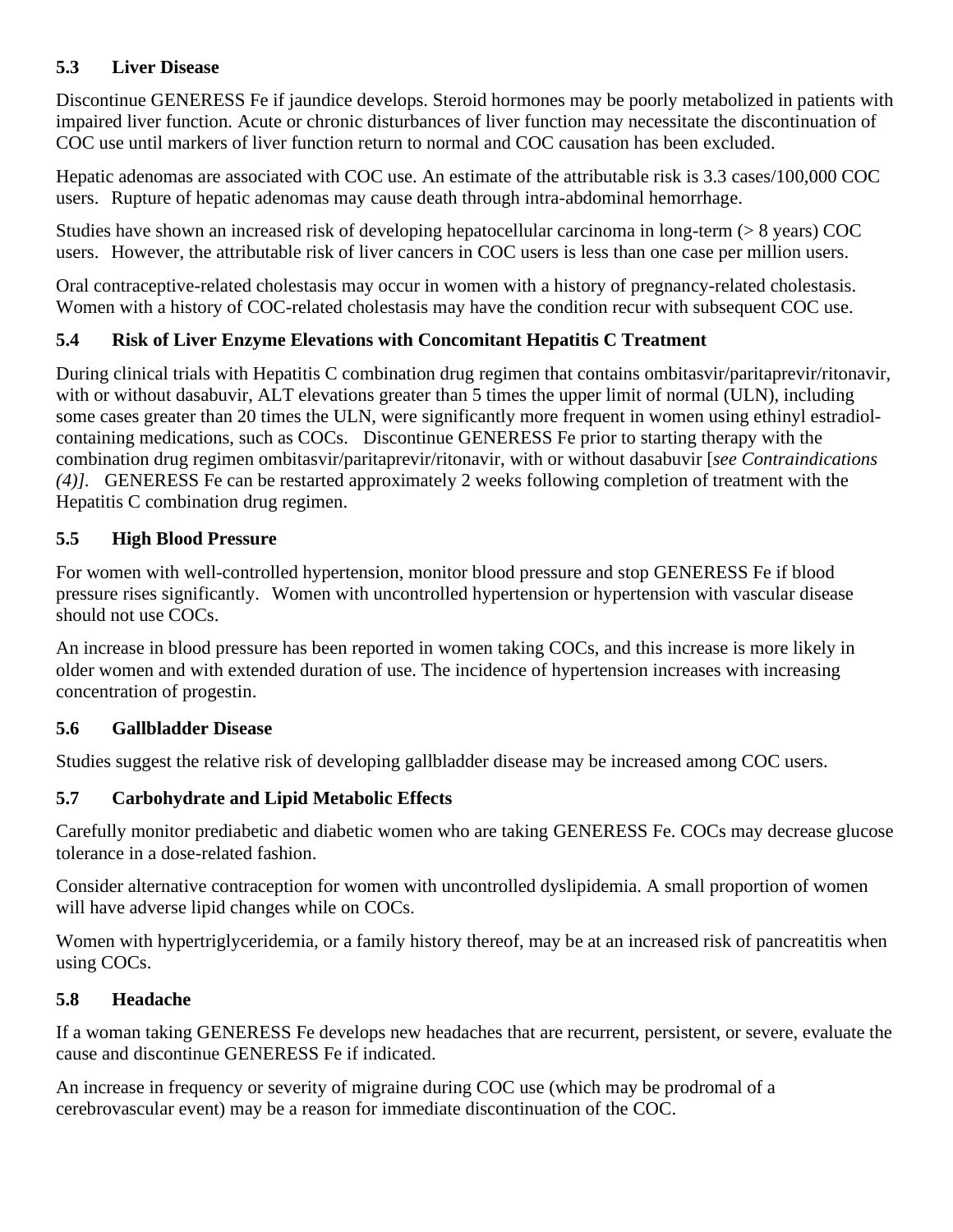### 5.3 Liver Disease

Discontinue GENERESS Fe if jaundice develops. Steroid hormones may be poorly metabolized in patients with impaired liver function. Acute or chronic disturbances of liver function may necessitate the discontinuation of COC use until markers of liver function return to normal and COC causation has been excluded.

Hepatic adenomas are associated with COC use. An estimate of the attributable risk is 3.3 cases/100,000 COC users. Rupture of hepatic adenomas may cause death through intra-abdominal hemorrhage.

Studies have shown an increased risk of developing hepatocellular carcinoma in long-term (> 8 years) COC users. However, the attributable risk of liver cancers in COC users is less than one case per million users.

Oral contraceptive-related cholestasis may occur in women with a history of pregnancy-related cholestasis. Women with a history of COC-related cholestasis may have the condition recur with subsequent COC use.

### 5.4 Risk of Liver Enzyme Elevations with Concomitant Hepatitis C Treatment

During clinical trials with Hepatitis C combination drug regimen that contains ombitasvir/paritaprevir/ritonavir, with or without dasabuvir, ALT elevations greater than 5 times the upper limit of normal (ULN), including some cases greater than 20 times the ULN, were significantly more frequent in women using ethinyl estradiol-containing medications, such as COCs. Discontinue GENERESS Fe prior to starting therapy with the combination drug regimen ombitasvir/paritaprevir/ritonavir, with or without dasabuvir [*see Contraindications (4)]*. GENERESS Fe can be restarted approximately 2 weeks following completion of treatment with the Hepatitis C combination drug regimen.

### 5.5 High Blood Pressure

For women with well-controlled hypertension, monitor blood pressure and stop GENERESS Fe if blood pressure rises significantly. Women with uncontrolled hypertension or hypertension with vascular disease should not use COCs.

An increase in blood pressure has been reported in women taking COCs, and this increase is more likely in older women and with extended duration of use. The incidence of hypertension increases with increasing concentration of progestin.

### 5.6 Gallbladder Disease

Studies suggest the relative risk of developing gallbladder disease may be increased among COC users.

### 5.7 Carbohydrate and Lipid Metabolic Effects

Carefully monitor prediabetic and diabetic women who are taking GENERESS Fe. COCs may decrease glucose tolerance in a dose-related fashion.

Consider alternative contraception for women with uncontrolled dyslipidemia. A small proportion of women will have adverse lipid changes while on COCs.

Women with hypertriglyceridemia, or a family history thereof, may be at an increased risk of pancreatitis when using COCs.

### 5.8 Headache

If a woman taking GENERESS Fe develops new headaches that are recurrent, persistent, or severe, evaluate the cause and discontinue GENERESS Fe if indicated.

An increase in frequency or severity of migraine during COC use (which may be prodromal of a cerebrovascular event) may be a reason for immediate discontinuation of the COC.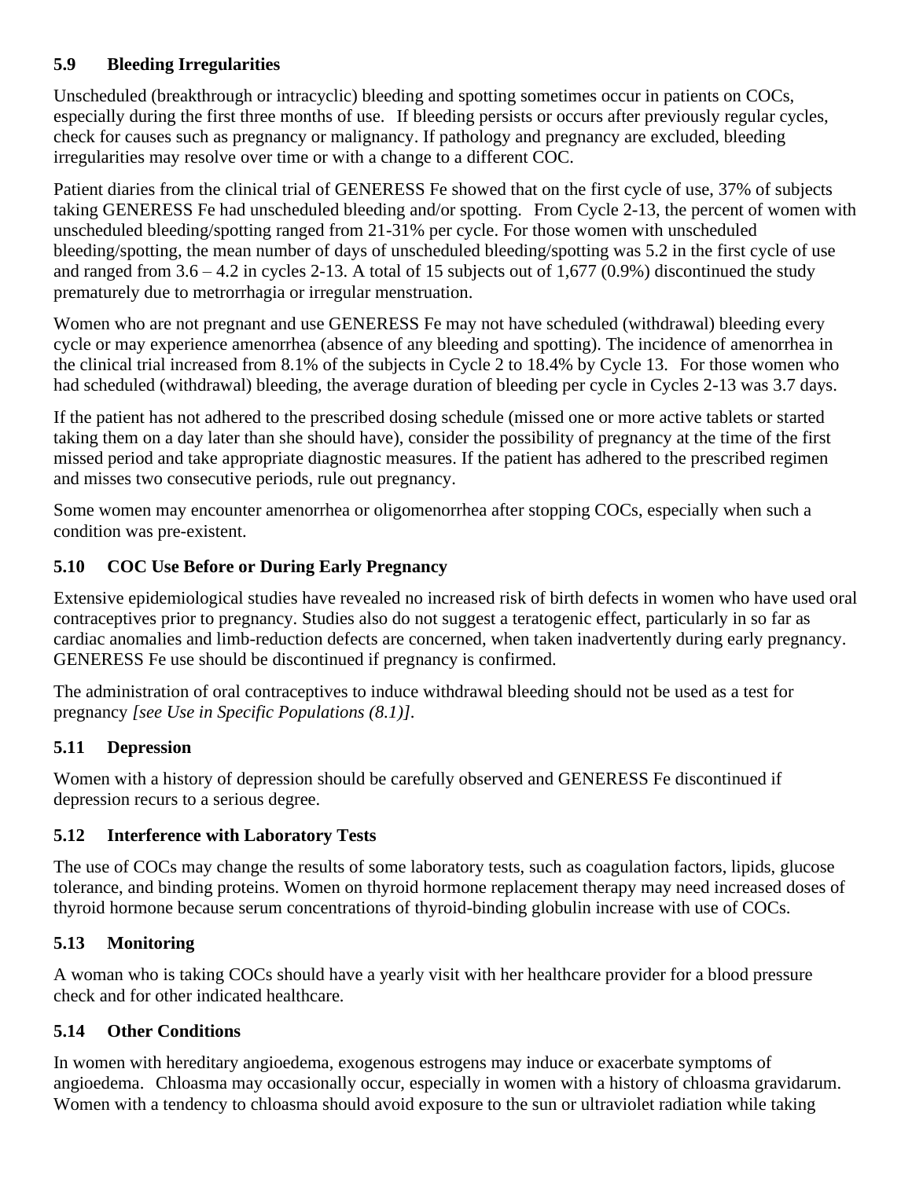### 5.9 Bleeding Irregularities

Unscheduled (breakthrough or intracyclic) bleeding and spotting sometimes occur in patients on COCs, especially during the first three months of use. If bleeding persists or occurs after previously regular cycles, check for causes such as pregnancy or malignancy. If pathology and pregnancy are excluded, bleeding irregularities may resolve over time or with a change to a different COC.

Patient diaries from the clinical trial of GENERESS Fe showed that on the first cycle of use, 37% of subjects taking GENERESS Fe had unscheduled bleeding and/or spotting. From Cycle 2-13, the percent of women with unscheduled bleeding/spotting ranged from 21-31% per cycle. For those women with unscheduled bleeding/spotting, the mean number of days of unscheduled bleeding/spotting was 5.2 in the first cycle of use and ranged from 3.6 – 4.2 in cycles 2-13. A total of 15 subjects out of 1,677 (0.9%) discontinued the study prematurely due to metrorrhagia or irregular menstruation.

Women who are not pregnant and use GENERESS Fe may not have scheduled (withdrawal) bleeding every cycle or may experience amenorrhea (absence of any bleeding and spotting). The incidence of amenorrhea in the clinical trial increased from 8.1% of the subjects in Cycle 2 to 18.4% by Cycle 13. For those women who had scheduled (withdrawal) bleeding, the average duration of bleeding per cycle in Cycles 2-13 was 3.7 days.

If the patient has not adhered to the prescribed dosing schedule (missed one or more active tablets or started taking them on a day later than she should have), consider the possibility of pregnancy at the time of the first missed period and take appropriate diagnostic measures. If the patient has adhered to the prescribed regimen and misses two consecutive periods, rule out pregnancy.

Some women may encounter amenorrhea or oligomenorrhea after stopping COCs, especially when such a condition was pre-existent.

### 5.10 COC Use Before or During Early Pregnancy

Extensive epidemiological studies have revealed no increased risk of birth defects in women who have used oral contraceptives prior to pregnancy. Studies also do not suggest a teratogenic effect, particularly in so far as cardiac anomalies and limb-reduction defects are concerned, when taken inadvertently during early pregnancy. GENERESS Fe use should be discontinued if pregnancy is confirmed.

The administration of oral contraceptives to induce withdrawal bleeding should not be used as a test for pregnancy *[see Use in Specific Populations (8.1)]*.

### 5.11 Depression

Women with a history of depression should be carefully observed and GENERESS Fe discontinued if depression recurs to a serious degree.

### 5.12 Interference with Laboratory Tests

The use of COCs may change the results of some laboratory tests, such as coagulation factors, lipids, glucose tolerance, and binding proteins. Women on thyroid hormone replacement therapy may need increased doses of thyroid hormone because serum concentrations of thyroid-binding globulin increase with use of COCs.

### 5.13 Monitoring

A woman who is taking COCs should have a yearly visit with her healthcare provider for a blood pressure check and for other indicated healthcare.

### 5.14 Other Conditions

In women with hereditary angioedema, exogenous estrogens may induce or exacerbate symptoms of angioedema. Chloasma may occasionally occur, especially in women with a history of chloasma gravidarum. Women with a tendency to chloasma should avoid exposure to the sun or ultraviolet radiation while taking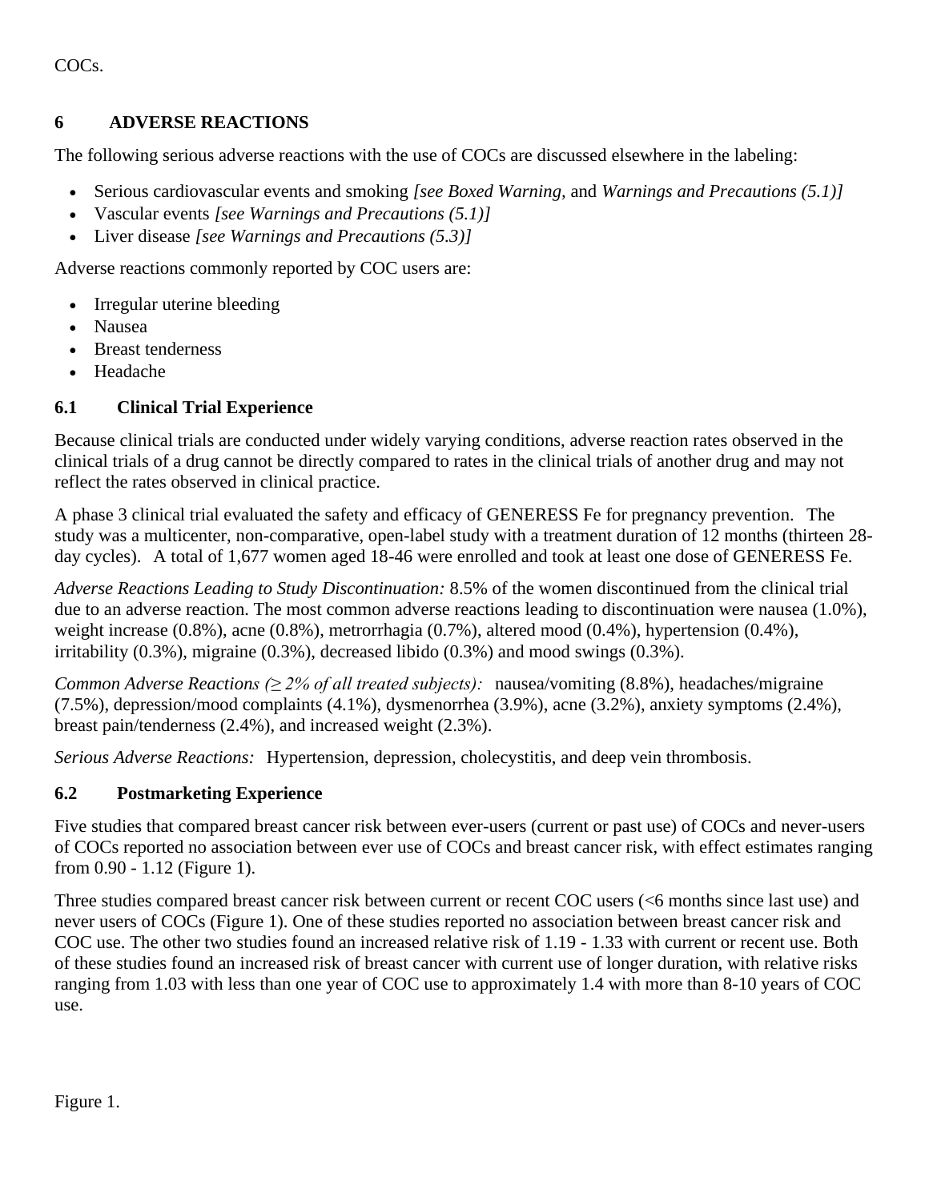COCs.

## 6 ADVERSE REACTIONS

The following serious adverse reactions with the use of COCs are discussed elsewhere in the labeling:

- Serious cardiovascular events and smoking *[see Boxed Warning,* and *Warnings and Precautions (5.1)]*
- Vascular events *[see Warnings and Precautions (5.1)]*
- Liver disease *[see Warnings and Precautions (5.3)]*

Adverse reactions commonly reported by COC users are:

- Irregular uterine bleeding
- Nausea
- Breast tenderness
- Headache

### 6.1 Clinical Trial Experience

Because clinical trials are conducted under widely varying conditions, adverse reaction rates observed in the clinical trials of a drug cannot be directly compared to rates in the clinical trials of another drug and may not reflect the rates observed in clinical practice.

A phase 3 clinical trial evaluated the safety and efficacy of GENERESS Fe for pregnancy prevention. The study was a multicenter, non-comparative, open-label study with a treatment duration of 12 months (thirteen 28-day cycles). A total of 1,677 women aged 18-46 were enrolled and took at least one dose of GENERESS Fe.

*Adverse Reactions Leading to Study Discontinuation:* 8.5% of the women discontinued from the clinical trial due to an adverse reaction. The most common adverse reactions leading to discontinuation were nausea (1.0%), weight increase (0.8%), acne (0.8%), metrorrhagia (0.7%), altered mood (0.4%), hypertension (0.4%), irritability (0.3%), migraine (0.3%), decreased libido (0.3%) and mood swings (0.3%).

*Common Adverse Reactions (≥ 2% of all treated subjects):* nausea/vomiting (8.8%), headaches/migraine (7.5%), depression/mood complaints (4.1%), dysmenorrhea (3.9%), acne (3.2%), anxiety symptoms (2.4%), breast pain/tenderness (2.4%), and increased weight (2.3%).

*Serious Adverse Reactions:* Hypertension, depression, cholecystitis, and deep vein thrombosis.

### 6.2 Postmarketing Experience

Five studies that compared breast cancer risk between ever-users (current or past use) of COCs and never-users of COCs reported no association between ever use of COCs and breast cancer risk, with effect estimates ranging from 0.90 - 1.12 (Figure 1).

Three studies compared breast cancer risk between current or recent COC users (<6 months since last use) and never users of COCs (Figure 1). One of these studies reported no association between breast cancer risk and COC use. The other two studies found an increased relative risk of 1.19 - 1.33 with current or recent use. Both of these studies found an increased risk of breast cancer with current use of longer duration, with relative risks ranging from 1.03 with less than one year of COC use to approximately 1.4 with more than 8-10 years of COC use.

Figure 1.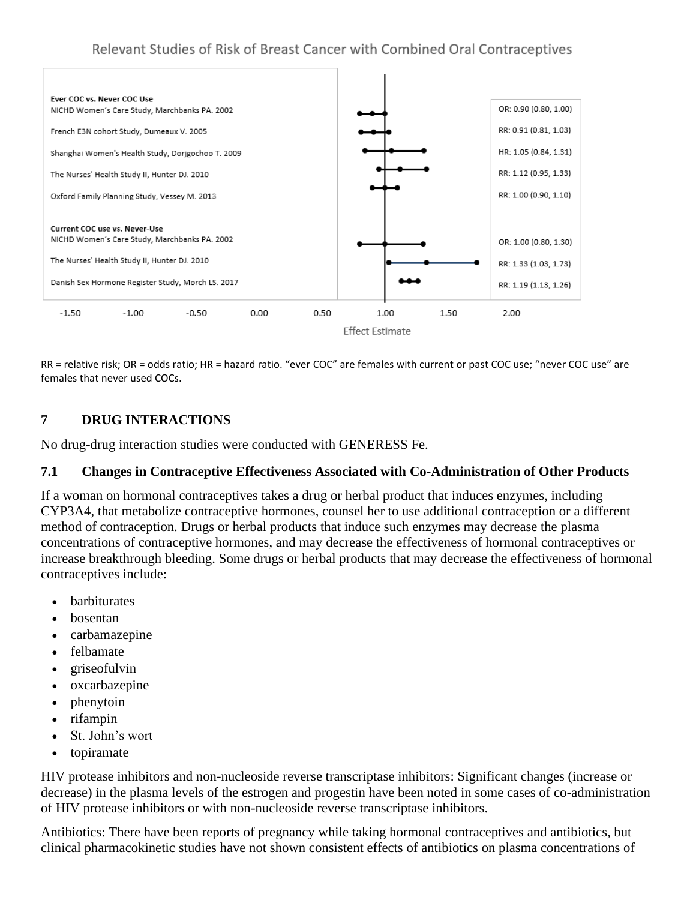Relevant Studies of Risk of Breast Cancer with Combined Oral Contraceptives

| Study | Effect Estimate |
|---|---|
| **Ever COC vs. Never COC Use** | |
| NICHD Women's Care Study, Marchbanks PA. 2002 | OR: 0.90 (0.80, 1.00) |
| French E3N cohort Study, Dumeaux V. 2005 | RR: 0.91 (0.81, 1.03) |
| Shanghai Women's Health Study, Dorjgochoo T. 2009 | HR: 1.05 (0.84, 1.31) |
| The Nurses' Health Study II, Hunter DJ. 2010 | RR: 1.12 (0.95, 1.33) |
| Oxford Family Planning Study, Vessey M. 2013 | RR: 1.00 (0.90, 1.10) |
| **Current COC use vs. Never-Use** | |
| NICHD Women's Care Study, Marchbanks PA. 2002 | OR: 1.00 (0.80, 1.30) |
| The Nurses' Health Study II, Hunter DJ. 2010 | RR: 1.33 (1.03, 1.73) |
| Danish Sex Hormone Register Study, Morch LS. 2017 | RR: 1.19 (1.13, 1.26) |

RR = relative risk; OR = odds ratio; HR = hazard ratio. "ever COC" are females with current or past COC use; "never COC use" are females that never used COCs.

## 7 DRUG INTERACTIONS

No drug-drug interaction studies were conducted with GENERESS Fe.

### 7.1 Changes in Contraceptive Effectiveness Associated with Co-Administration of Other Products

If a woman on hormonal contraceptives takes a drug or herbal product that induces enzymes, including CYP3A4, that metabolize contraceptive hormones, counsel her to use additional contraception or a different method of contraception. Drugs or herbal products that induce such enzymes may decrease the plasma concentrations of contraceptive hormones, and may decrease the effectiveness of hormonal contraceptives or increase breakthrough bleeding. Some drugs or herbal products that may decrease the effectiveness of hormonal contraceptives include:

- barbiturates
- bosentan
- carbamazepine
- felbamate
- griseofulvin
- oxcarbazepine
- phenytoin
- rifampin
- St. John's wort
- topiramate

HIV protease inhibitors and non-nucleoside reverse transcriptase inhibitors: Significant changes (increase or decrease) in the plasma levels of the estrogen and progestin have been noted in some cases of co-administration of HIV protease inhibitors or with non-nucleoside reverse transcriptase inhibitors.

Antibiotics: There have been reports of pregnancy while taking hormonal contraceptives and antibiotics, but clinical pharmacokinetic studies have not shown consistent effects of antibiotics on plasma concentrations of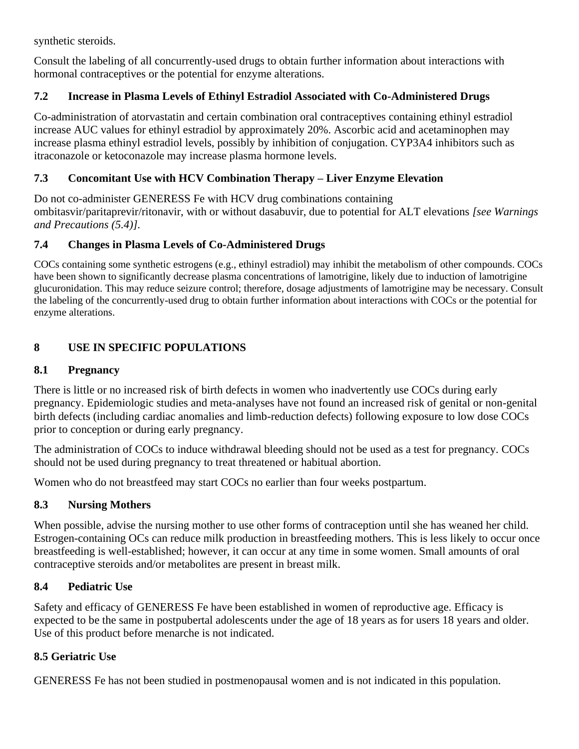synthetic steroids.

Consult the labeling of all concurrently-used drugs to obtain further information about interactions with hormonal contraceptives or the potential for enzyme alterations.

### 7.2 Increase in Plasma Levels of Ethinyl Estradiol Associated with Co-Administered Drugs

Co-administration of atorvastatin and certain combination oral contraceptives containing ethinyl estradiol increase AUC values for ethinyl estradiol by approximately 20%. Ascorbic acid and acetaminophen may increase plasma ethinyl estradiol levels, possibly by inhibition of conjugation. CYP3A4 inhibitors such as itraconazole or ketoconazole may increase plasma hormone levels.

### 7.3 Concomitant Use with HCV Combination Therapy – Liver Enzyme Elevation

Do not co-administer GENERESS Fe with HCV drug combinations containing ombitasvir/paritaprevir/ritonavir, with or without dasabuvir, due to potential for ALT elevations *[see Warnings and Precautions (5.4)]*.

### 7.4 Changes in Plasma Levels of Co-Administered Drugs

COCs containing some synthetic estrogens (e.g., ethinyl estradiol) may inhibit the metabolism of other compounds. COCs have been shown to significantly decrease plasma concentrations of lamotrigine, likely due to induction of lamotrigine glucuronidation. This may reduce seizure control; therefore, dosage adjustments of lamotrigine may be necessary. Consult the labeling of the concurrently-used drug to obtain further information about interactions with COCs or the potential for enzyme alterations.

## 8 USE IN SPECIFIC POPULATIONS

### 8.1 Pregnancy

There is little or no increased risk of birth defects in women who inadvertently use COCs during early pregnancy. Epidemiologic studies and meta-analyses have not found an increased risk of genital or non-genital birth defects (including cardiac anomalies and limb-reduction defects) following exposure to low dose COCs prior to conception or during early pregnancy.

The administration of COCs to induce withdrawal bleeding should not be used as a test for pregnancy. COCs should not be used during pregnancy to treat threatened or habitual abortion.

Women who do not breastfeed may start COCs no earlier than four weeks postpartum.

### 8.3 Nursing Mothers

When possible, advise the nursing mother to use other forms of contraception until she has weaned her child. Estrogen-containing OCs can reduce milk production in breastfeeding mothers. This is less likely to occur once breastfeeding is well-established; however, it can occur at any time in some women. Small amounts of oral contraceptive steroids and/or metabolites are present in breast milk.

### 8.4 Pediatric Use

Safety and efficacy of GENERESS Fe have been established in women of reproductive age. Efficacy is expected to be the same in postpubertal adolescents under the age of 18 years as for users 18 years and older. Use of this product before menarche is not indicated.

### 8.5 Geriatric Use

GENERESS Fe has not been studied in postmenopausal women and is not indicated in this population.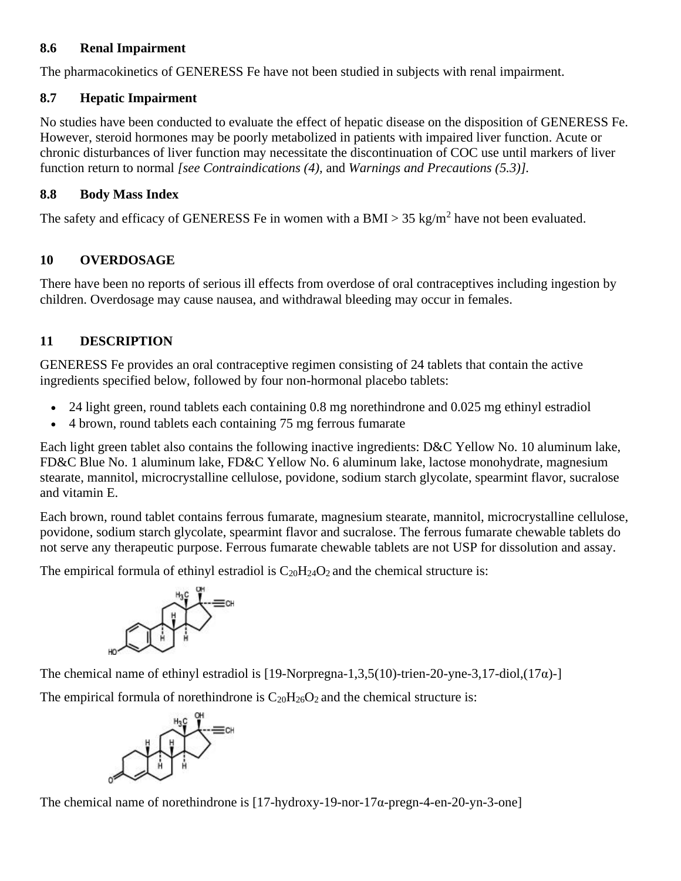### 8.6 Renal Impairment

The pharmacokinetics of GENERESS Fe have not been studied in subjects with renal impairment.

### 8.7 Hepatic Impairment

No studies have been conducted to evaluate the effect of hepatic disease on the disposition of GENERESS Fe. However, steroid hormones may be poorly metabolized in patients with impaired liver function. Acute or chronic disturbances of liver function may necessitate the discontinuation of COC use until markers of liver function return to normal *[see Contraindications (4),* and *Warnings and Precautions (5.3)].*

### 8.8 Body Mass Index

The safety and efficacy of GENERESS Fe in women with a BMI > 35 kg/m$^2$ have not been evaluated.

## 10 OVERDOSAGE

There have been no reports of serious ill effects from overdose of oral contraceptives including ingestion by children. Overdosage may cause nausea, and withdrawal bleeding may occur in females.

## 11 DESCRIPTION

GENERESS Fe provides an oral contraceptive regimen consisting of 24 tablets that contain the active ingredients specified below, followed by four non-hormonal placebo tablets:

- 24 light green, round tablets each containing 0.8 mg norethindrone and 0.025 mg ethinyl estradiol
- 4 brown, round tablets each containing 75 mg ferrous fumarate

Each light green tablet also contains the following inactive ingredients: D&C Yellow No. 10 aluminum lake, FD&C Blue No. 1 aluminum lake, FD&C Yellow No. 6 aluminum lake, lactose monohydrate, magnesium stearate, mannitol, microcrystalline cellulose, povidone, sodium starch glycolate, spearmint flavor, sucralose and vitamin E.

Each brown, round tablet contains ferrous fumarate, magnesium stearate, mannitol, microcrystalline cellulose, povidone, sodium starch glycolate, spearmint flavor and sucralose. The ferrous fumarate chewable tablets do not serve any therapeutic purpose. Ferrous fumarate chewable tablets are not USP for dissolution and assay.

The empirical formula of ethinyl estradiol is $C_{20}H_{24}O_2$ and the chemical structure is:

The chemical name of ethinyl estradiol is [19-Norpregna-1,3,5(10)-trien-20-yne-3,17-diol,(17α)-]

The empirical formula of norethindrone is $C_{20}H_{26}O_2$ and the chemical structure is:

The chemical name of norethindrone is [17-hydroxy-19-nor-17α-pregn-4-en-20-yn-3-one]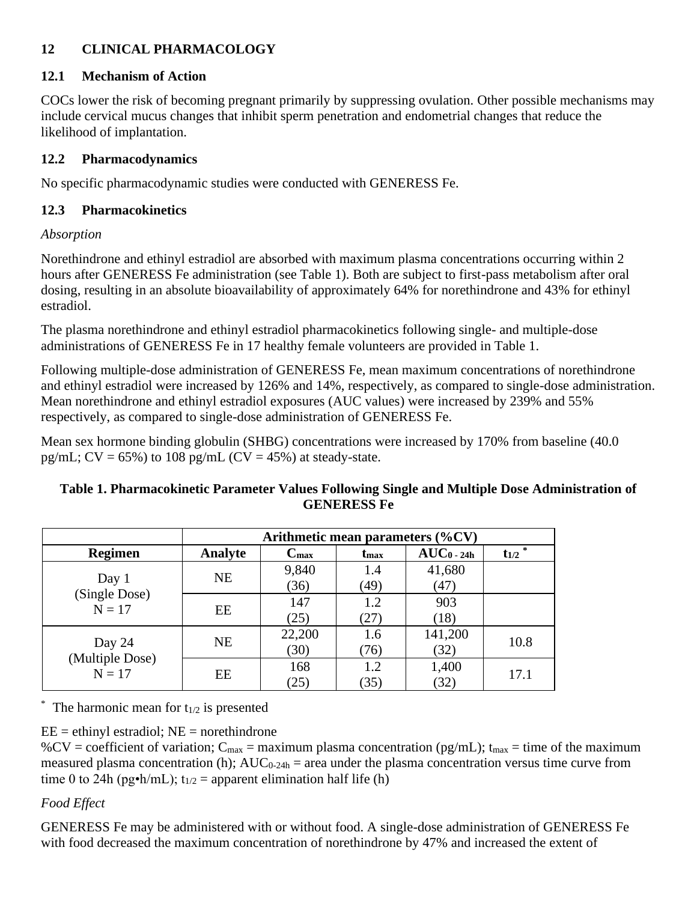## 12 CLINICAL PHARMACOLOGY

### 12.1 Mechanism of Action

COCs lower the risk of becoming pregnant primarily by suppressing ovulation. Other possible mechanisms may include cervical mucus changes that inhibit sperm penetration and endometrial changes that reduce the likelihood of implantation.

### 12.2 Pharmacodynamics

No specific pharmacodynamic studies were conducted with GENERESS Fe.

### 12.3 Pharmacokinetics

*Absorption*

Norethindrone and ethinyl estradiol are absorbed with maximum plasma concentrations occurring within 2 hours after GENERESS Fe administration (see Table 1). Both are subject to first-pass metabolism after oral dosing, resulting in an absolute bioavailability of approximately 64% for norethindrone and 43% for ethinyl estradiol.

The plasma norethindrone and ethinyl estradiol pharmacokinetics following single- and multiple-dose administrations of GENERESS Fe in 17 healthy female volunteers are provided in Table 1.

Following multiple-dose administration of GENERESS Fe, mean maximum concentrations of norethindrone and ethinyl estradiol were increased by 126% and 14%, respectively, as compared to single-dose administration. Mean norethindrone and ethinyl estradiol exposures (AUC values) were increased by 239% and 55% respectively, as compared to single-dose administration of GENERESS Fe.

Mean sex hormone binding globulin (SHBG) concentrations were increased by 170% from baseline (40.0 pg/mL; CV = 65%) to 108 pg/mL (CV = 45%) at steady-state.

**Table 1. Pharmacokinetic Parameter Values Following Single and Multiple Dose Administration of GENERESS Fe**

| | Arithmetic mean parameters (%CV) | | | | |
|---|---|---|---|---|---|
| **Regimen** | **Analyte** | **$C_{max}$** | **$t_{max}$** | **$AUC_{0-24h}$** | **$t_{1/2}$ \*** |
| Day 1 (Single Dose) N = 17 | NE | 9,840 (36) | 1.4 (49) | 41,680 (47) | |
| | EE | 147 (25) | 1.2 (27) | 903 (18) | |
| Day 24 (Multiple Dose) N = 17 | NE | 22,200 (30) | 1.6 (76) | 141,200 (32) | 10.8 |
| | EE | 168 (25) | 1.2 (35) | 1,400 (32) | 17.1 |

\* The harmonic mean for $t_{1/2}$ is presented

EE = ethinyl estradiol; NE = norethindrone
%CV = coefficient of variation; $C_{max}$ = maximum plasma concentration (pg/mL); $t_{max}$ = time of the maximum measured plasma concentration (h); $AUC_{0-24h}$ = area under the plasma concentration versus time curve from time 0 to 24h (pg•h/mL); $t_{1/2}$ = apparent elimination half life (h)

*Food Effect*

GENERESS Fe may be administered with or without food. A single-dose administration of GENERESS Fe with food decreased the maximum concentration of norethindrone by 47% and increased the extent of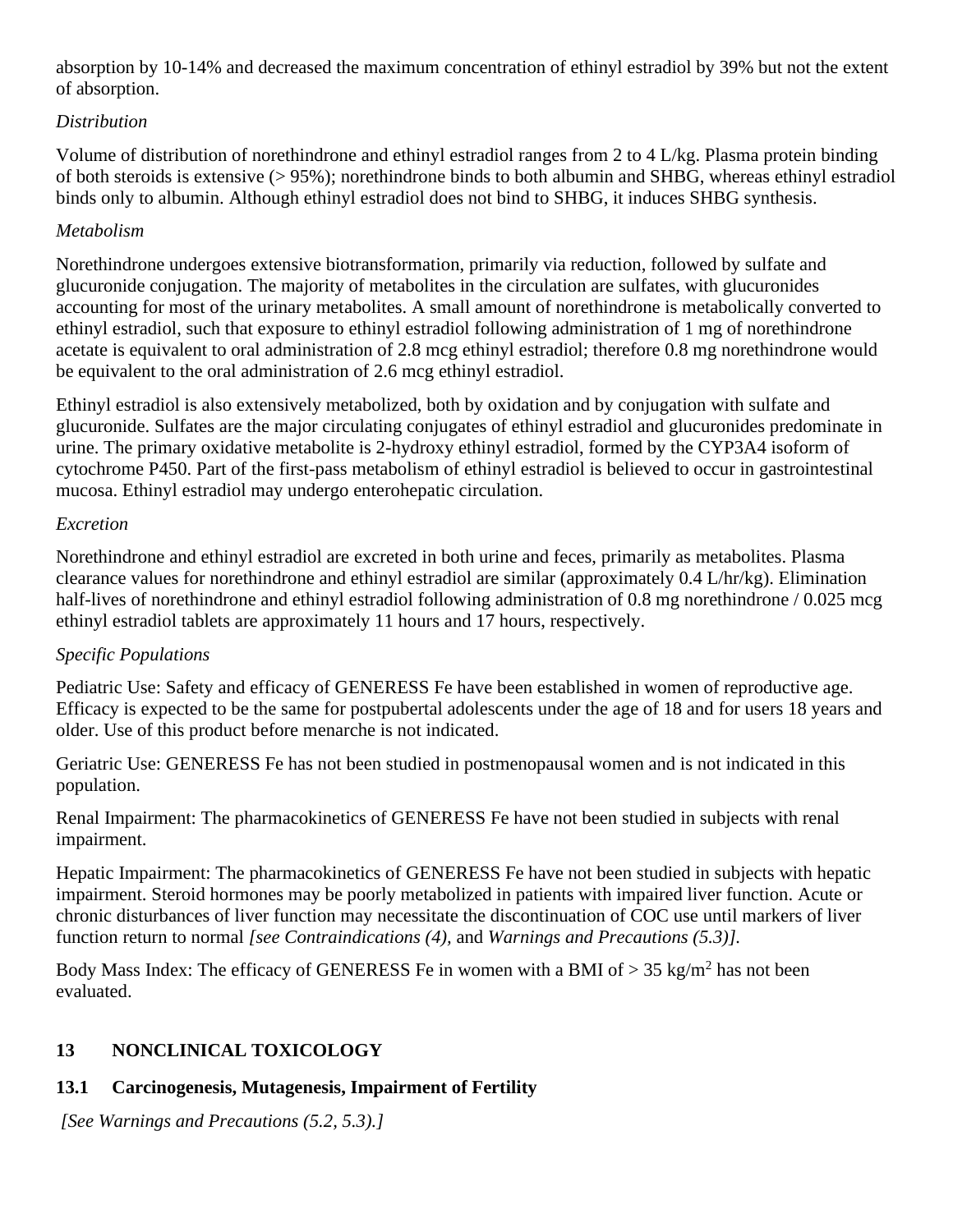absorption by 10-14% and decreased the maximum concentration of ethinyl estradiol by 39% but not the extent of absorption.

*Distribution*

Volume of distribution of norethindrone and ethinyl estradiol ranges from 2 to 4 L/kg. Plasma protein binding of both steroids is extensive (> 95%); norethindrone binds to both albumin and SHBG, whereas ethinyl estradiol binds only to albumin. Although ethinyl estradiol does not bind to SHBG, it induces SHBG synthesis.

*Metabolism*

Norethindrone undergoes extensive biotransformation, primarily via reduction, followed by sulfate and glucuronide conjugation. The majority of metabolites in the circulation are sulfates, with glucuronides accounting for most of the urinary metabolites. A small amount of norethindrone is metabolically converted to ethinyl estradiol, such that exposure to ethinyl estradiol following administration of 1 mg of norethindrone acetate is equivalent to oral administration of 2.8 mcg ethinyl estradiol; therefore 0.8 mg norethindrone would be equivalent to the oral administration of 2.6 mcg ethinyl estradiol.

Ethinyl estradiol is also extensively metabolized, both by oxidation and by conjugation with sulfate and glucuronide. Sulfates are the major circulating conjugates of ethinyl estradiol and glucuronides predominate in urine. The primary oxidative metabolite is 2-hydroxy ethinyl estradiol, formed by the CYP3A4 isoform of cytochrome P450. Part of the first-pass metabolism of ethinyl estradiol is believed to occur in gastrointestinal mucosa. Ethinyl estradiol may undergo enterohepatic circulation.

*Excretion*

Norethindrone and ethinyl estradiol are excreted in both urine and feces, primarily as metabolites. Plasma clearance values for norethindrone and ethinyl estradiol are similar (approximately 0.4 L/hr/kg). Elimination half-lives of norethindrone and ethinyl estradiol following administration of 0.8 mg norethindrone / 0.025 mcg ethinyl estradiol tablets are approximately 11 hours and 17 hours, respectively.

*Specific Populations*

Pediatric Use: Safety and efficacy of GENERESS Fe have been established in women of reproductive age. Efficacy is expected to be the same for postpubertal adolescents under the age of 18 and for users 18 years and older. Use of this product before menarche is not indicated.

Geriatric Use: GENERESS Fe has not been studied in postmenopausal women and is not indicated in this population.

Renal Impairment: The pharmacokinetics of GENERESS Fe have not been studied in subjects with renal impairment.

Hepatic Impairment: The pharmacokinetics of GENERESS Fe have not been studied in subjects with hepatic impairment. Steroid hormones may be poorly metabolized in patients with impaired liver function. Acute or chronic disturbances of liver function may necessitate the discontinuation of COC use until markers of liver function return to normal *[see Contraindications (4),* and *Warnings and Precautions (5.3)]*.

Body Mass Index: The efficacy of GENERESS Fe in women with a BMI of > 35 $kg/m^2$ has not been evaluated.

## 13 NONCLINICAL TOXICOLOGY

### 13.1 Carcinogenesis, Mutagenesis, Impairment of Fertility

*[See Warnings and Precautions (5.2, 5.3).]*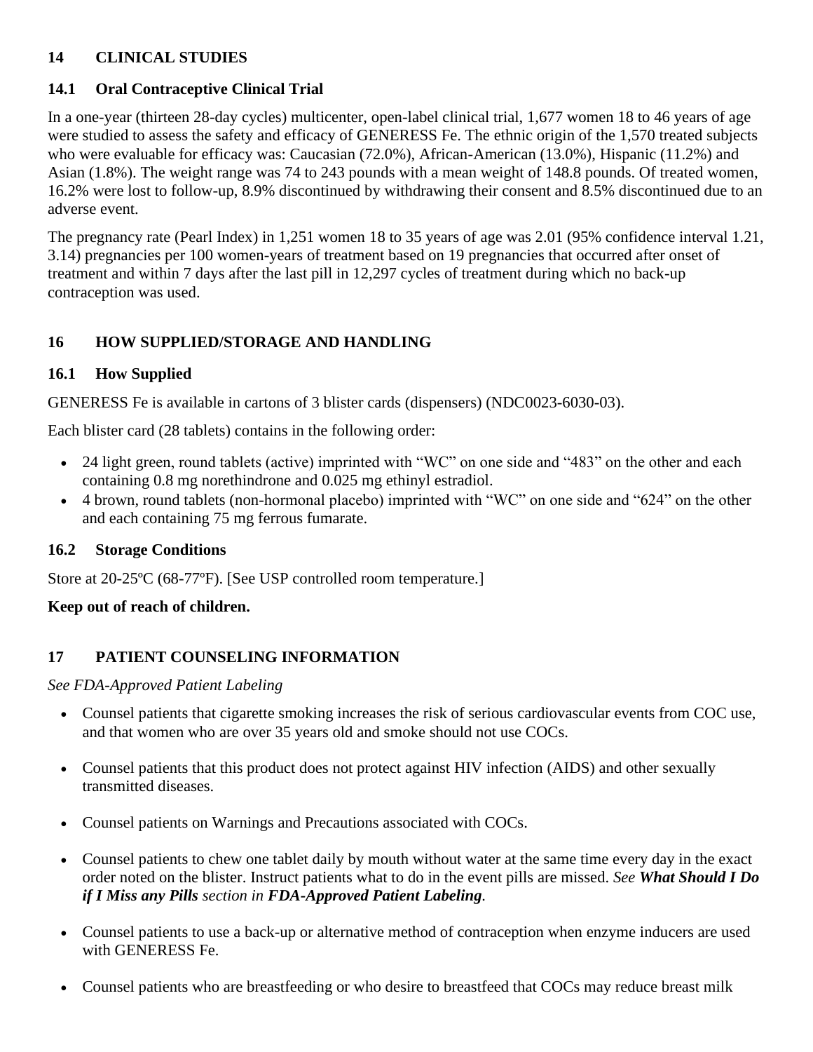## 14 CLINICAL STUDIES

### 14.1 Oral Contraceptive Clinical Trial

In a one-year (thirteen 28-day cycles) multicenter, open-label clinical trial, 1,677 women 18 to 46 years of age were studied to assess the safety and efficacy of GENERESS Fe. The ethnic origin of the 1,570 treated subjects who were evaluable for efficacy was: Caucasian (72.0%), African-American (13.0%), Hispanic (11.2%) and Asian (1.8%). The weight range was 74 to 243 pounds with a mean weight of 148.8 pounds. Of treated women, 16.2% were lost to follow-up, 8.9% discontinued by withdrawing their consent and 8.5% discontinued due to an adverse event.

The pregnancy rate (Pearl Index) in 1,251 women 18 to 35 years of age was 2.01 (95% confidence interval 1.21, 3.14) pregnancies per 100 women-years of treatment based on 19 pregnancies that occurred after onset of treatment and within 7 days after the last pill in 12,297 cycles of treatment during which no back-up contraception was used.

## 16 HOW SUPPLIED/STORAGE AND HANDLING

### 16.1 How Supplied

GENERESS Fe is available in cartons of 3 blister cards (dispensers) (NDC0023-6030-03).

Each blister card (28 tablets) contains in the following order:

- 24 light green, round tablets (active) imprinted with "WC" on one side and "483" on the other and each containing 0.8 mg norethindrone and 0.025 mg ethinyl estradiol.
- 4 brown, round tablets (non-hormonal placebo) imprinted with "WC" on one side and "624" on the other and each containing 75 mg ferrous fumarate.

### 16.2 Storage Conditions

Store at 20-25ºC (68-77ºF). [See USP controlled room temperature.]

**Keep out of reach of children.**

## 17 PATIENT COUNSELING INFORMATION

*See FDA-Approved Patient Labeling*

- Counsel patients that cigarette smoking increases the risk of serious cardiovascular events from COC use, and that women who are over 35 years old and smoke should not use COCs.
- Counsel patients that this product does not protect against HIV infection (AIDS) and other sexually transmitted diseases.
- Counsel patients on Warnings and Precautions associated with COCs.
- Counsel patients to chew one tablet daily by mouth without water at the same time every day in the exact order noted on the blister. Instruct patients what to do in the event pills are missed. *See **What Should I Do if I Miss any Pills** section in **FDA-Approved Patient Labeling**.*
- Counsel patients to use a back-up or alternative method of contraception when enzyme inducers are used with GENERESS Fe.
- Counsel patients who are breastfeeding or who desire to breastfeed that COCs may reduce breast milk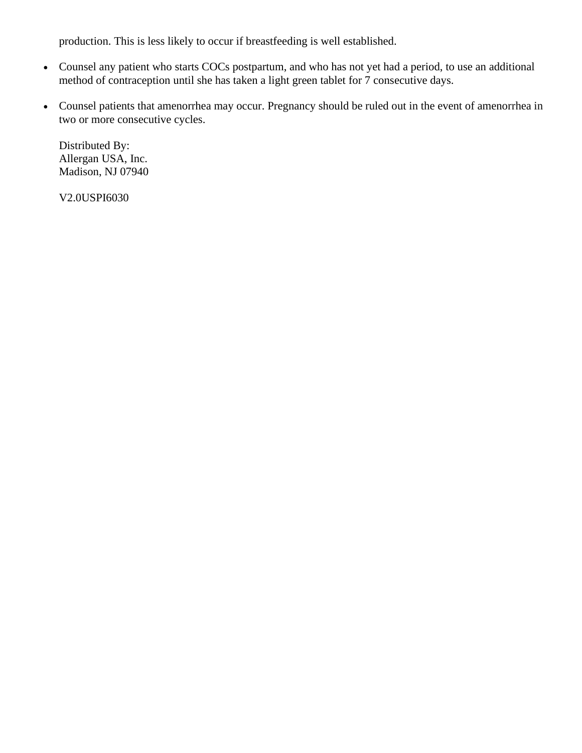production. This is less likely to occur if breastfeeding is well established.

- Counsel any patient who starts COCs postpartum, and who has not yet had a period, to use an additional method of contraception until she has taken a light green tablet for 7 consecutive days.
- Counsel patients that amenorrhea may occur. Pregnancy should be ruled out in the event of amenorrhea in two or more consecutive cycles.

Distributed By:
Allergan USA, Inc.
Madison, NJ 07940

V2.0USPI6030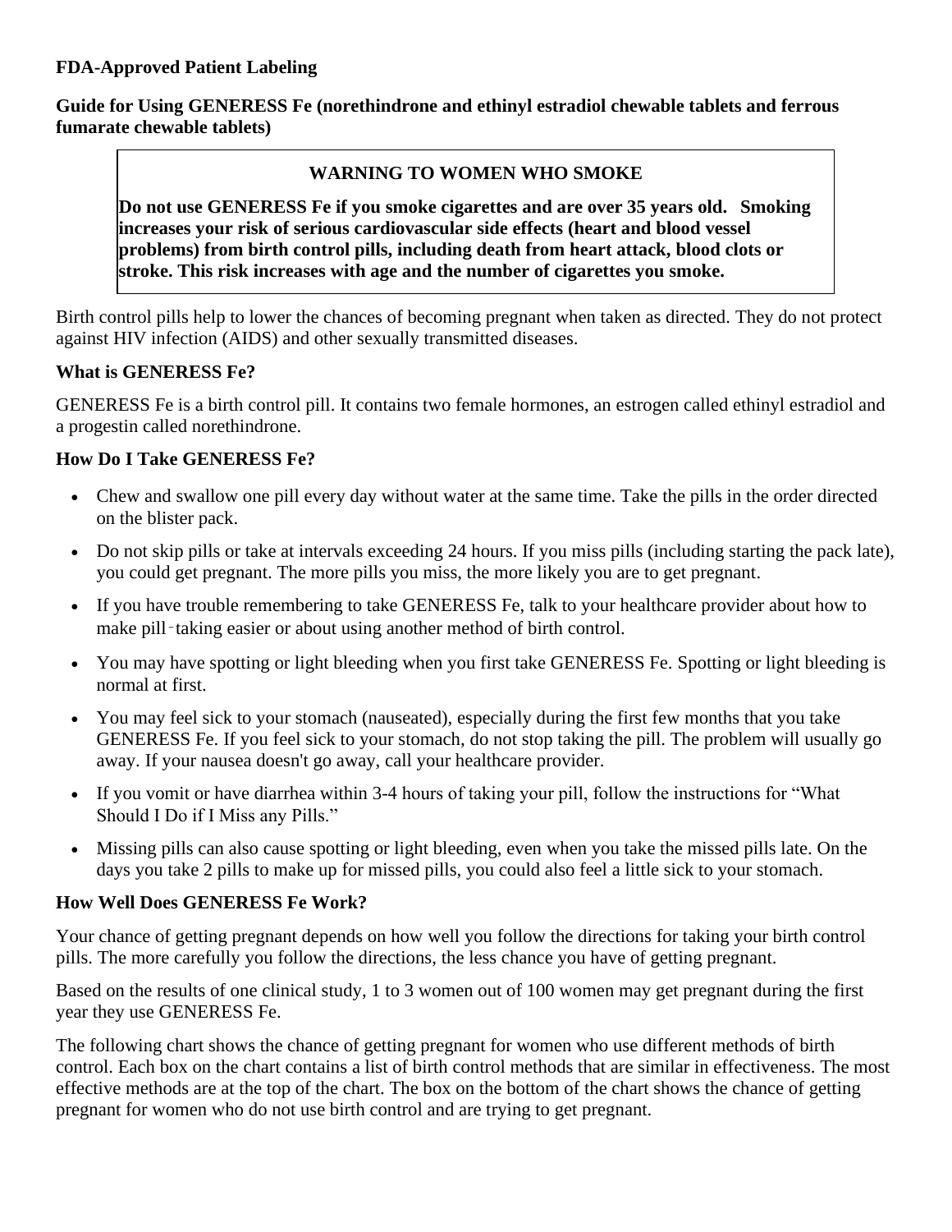**FDA-Approved Patient Labeling**

**Guide for Using GENERESS Fe (norethindrone and ethinyl estradiol chewable tablets and ferrous fumarate chewable tablets)**

> **WARNING TO WOMEN WHO SMOKE**
>
> **Do not use GENERESS Fe if you smoke cigarettes and are over 35 years old. Smoking increases your risk of serious cardiovascular side effects (heart and blood vessel problems) from birth control pills, including death from heart attack, blood clots or stroke. This risk increases with age and the number of cigarettes you smoke.**

Birth control pills help to lower the chances of becoming pregnant when taken as directed. They do not protect against HIV infection (AIDS) and other sexually transmitted diseases.

**What is GENERESS Fe?**

GENERESS Fe is a birth control pill. It contains two female hormones, an estrogen called ethinyl estradiol and a progestin called norethindrone.

**How Do I Take GENERESS Fe?**

- Chew and swallow one pill every day without water at the same time. Take the pills in the order directed on the blister pack.
- Do not skip pills or take at intervals exceeding 24 hours. If you miss pills (including starting the pack late), you could get pregnant. The more pills you miss, the more likely you are to get pregnant.
- If you have trouble remembering to take GENERESS Fe, talk to your healthcare provider about how to make pill-taking easier or about using another method of birth control.
- You may have spotting or light bleeding when you first take GENERESS Fe. Spotting or light bleeding is normal at first.
- You may feel sick to your stomach (nauseated), especially during the first few months that you take GENERESS Fe. If you feel sick to your stomach, do not stop taking the pill. The problem will usually go away. If your nausea doesn't go away, call your healthcare provider.
- If you vomit or have diarrhea within 3-4 hours of taking your pill, follow the instructions for "What Should I Do if I Miss any Pills."
- Missing pills can also cause spotting or light bleeding, even when you take the missed pills late. On the days you take 2 pills to make up for missed pills, you could also feel a little sick to your stomach.

**How Well Does GENERESS Fe Work?**

Your chance of getting pregnant depends on how well you follow the directions for taking your birth control pills. The more carefully you follow the directions, the less chance you have of getting pregnant.

Based on the results of one clinical study, 1 to 3 women out of 100 women may get pregnant during the first year they use GENERESS Fe.

The following chart shows the chance of getting pregnant for women who use different methods of birth control. Each box on the chart contains a list of birth control methods that are similar in effectiveness. The most effective methods are at the top of the chart. The box on the bottom of the chart shows the chance of getting pregnant for women who do not use birth control and are trying to get pregnant.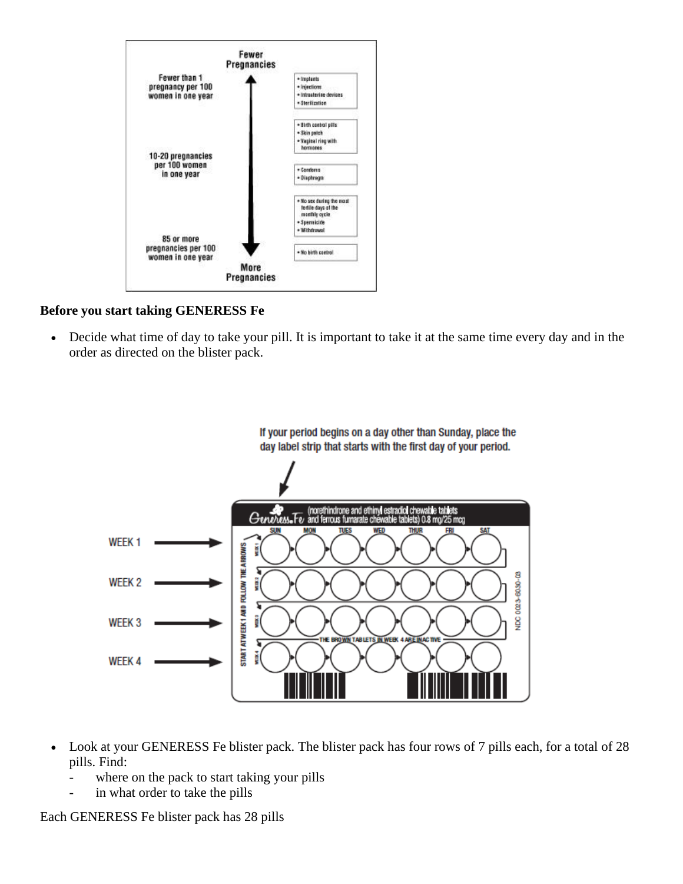Fewer Pregnancies

Fewer than 1 pregnancy per 100 women in one year

- Implants
- Injections
- Intrauterine devices
- Sterilization

- Birth control pills
- Skin patch
- Vaginal ring with hormones

10-20 pregnancies per 100 women in one year

- Condoms
- Diaphragm

- No sex during the most fertile days of the monthly cycle
- Spermicide
- Withdrawal

85 or more pregnancies per 100 women in one year

- No birth control

More Pregnancies

**Before you start taking GENERESS Fe**

- Decide what time of day to take your pill. It is important to take it at the same time every day and in the order as directed on the blister pack.

If your period begins on a day other than Sunday, place the day label strip that starts with the first day of your period.

Generess Fe (norethindrone and ethinyl estradiol chewable tablets and ferrous fumarate chewable tablets) 0.8 mg/25 mcg

SUN MON TUES WED THUR FRI SAT

WEEK 1

WEEK 2

WEEK 3

WEEK 4

START AT WEEK 1 AND FOLLOW THE ARROWS

THE BROWN TABLETS IN WEEK 4 ARE INACTIVE

NDC 0023-6030-03

- Look at your GENERESS Fe blister pack. The blister pack has four rows of 7 pills each, for a total of 28 pills. Find:
  - where on the pack to start taking your pills
  - in what order to take the pills

Each GENERESS Fe blister pack has 28 pills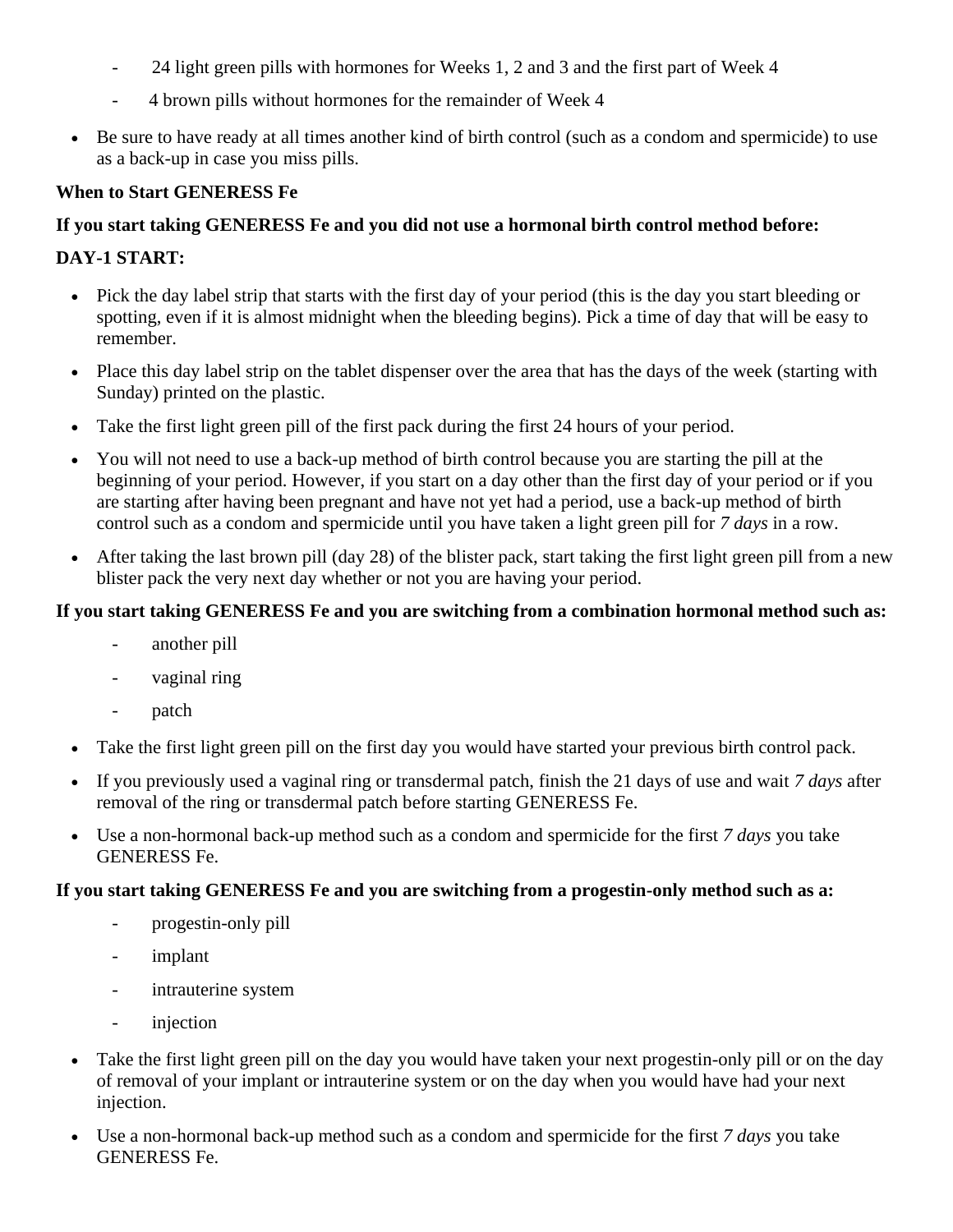- 24 light green pills with hormones for Weeks 1, 2 and 3 and the first part of Week 4
- 4 brown pills without hormones for the remainder of Week 4

- Be sure to have ready at all times another kind of birth control (such as a condom and spermicide) to use as a back-up in case you miss pills.

**When to Start GENERESS Fe**

**If you start taking GENERESS Fe and you did not use a hormonal birth control method before:**

**DAY-1 START:**

- Pick the day label strip that starts with the first day of your period (this is the day you start bleeding or spotting, even if it is almost midnight when the bleeding begins). Pick a time of day that will be easy to remember.
- Place this day label strip on the tablet dispenser over the area that has the days of the week (starting with Sunday) printed on the plastic.
- Take the first light green pill of the first pack during the first 24 hours of your period.
- You will not need to use a back-up method of birth control because you are starting the pill at the beginning of your period. However, if you start on a day other than the first day of your period or if you are starting after having been pregnant and have not yet had a period, use a back-up method of birth control such as a condom and spermicide until you have taken a light green pill for *7 days* in a row.
- After taking the last brown pill (day 28) of the blister pack, start taking the first light green pill from a new blister pack the very next day whether or not you are having your period.

**If you start taking GENERESS Fe and you are switching from a combination hormonal method such as:**

- another pill
- vaginal ring
- patch

- Take the first light green pill on the first day you would have started your previous birth control pack.
- If you previously used a vaginal ring or transdermal patch, finish the 21 days of use and wait *7 days* after removal of the ring or transdermal patch before starting GENERESS Fe.
- Use a non-hormonal back-up method such as a condom and spermicide for the first *7 days* you take GENERESS Fe.

**If you start taking GENERESS Fe and you are switching from a progestin-only method such as a:**

- progestin-only pill
- implant
- intrauterine system
- injection

- Take the first light green pill on the day you would have taken your next progestin-only pill or on the day of removal of your implant or intrauterine system or on the day when you would have had your next injection.
- Use a non-hormonal back-up method such as a condom and spermicide for the first *7 days* you take GENERESS Fe.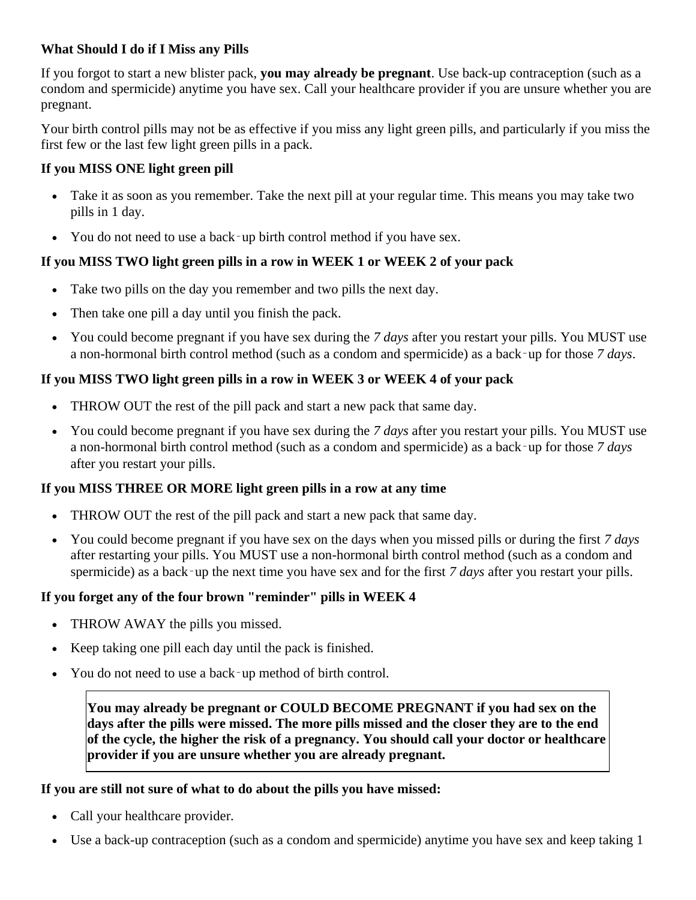**What Should I do if I Miss any Pills**

If you forgot to start a new blister pack, **you may already be pregnant**. Use back-up contraception (such as a condom and spermicide) anytime you have sex. Call your healthcare provider if you are unsure whether you are pregnant.

Your birth control pills may not be as effective if you miss any light green pills, and particularly if you miss the first few or the last few light green pills in a pack.

**If you MISS ONE light green pill**

- Take it as soon as you remember. Take the next pill at your regular time. This means you may take two pills in 1 day.
- You do not need to use a back‑up birth control method if you have sex.

**If you MISS TWO light green pills in a row in WEEK 1 or WEEK 2 of your pack**

- Take two pills on the day you remember and two pills the next day.
- Then take one pill a day until you finish the pack.
- You could become pregnant if you have sex during the *7 days* after you restart your pills. You MUST use a non-hormonal birth control method (such as a condom and spermicide) as a back‑up for those *7 days*.

**If you MISS TWO light green pills in a row in WEEK 3 or WEEK 4 of your pack**

- THROW OUT the rest of the pill pack and start a new pack that same day.
- You could become pregnant if you have sex during the *7 days* after you restart your pills. You MUST use a non-hormonal birth control method (such as a condom and spermicide) as a back‑up for those *7 days* after you restart your pills.

**If you MISS THREE OR MORE light green pills in a row at any time**

- THROW OUT the rest of the pill pack and start a new pack that same day.
- You could become pregnant if you have sex on the days when you missed pills or during the first *7 days* after restarting your pills. You MUST use a non-hormonal birth control method (such as a condom and spermicide) as a back‑up the next time you have sex and for the first *7 days* after you restart your pills.

**If you forget any of the four brown "reminder" pills in WEEK 4**

- THROW AWAY the pills you missed.
- Keep taking one pill each day until the pack is finished.
- You do not need to use a back‑up method of birth control.

**You may already be pregnant or COULD BECOME PREGNANT if you had sex on the days after the pills were missed. The more pills missed and the closer they are to the end of the cycle, the higher the risk of a pregnancy. You should call your doctor or healthcare provider if you are unsure whether you are already pregnant.**

**If you are still not sure of what to do about the pills you have missed:**

- Call your healthcare provider.
- Use a back-up contraception (such as a condom and spermicide) anytime you have sex and keep taking 1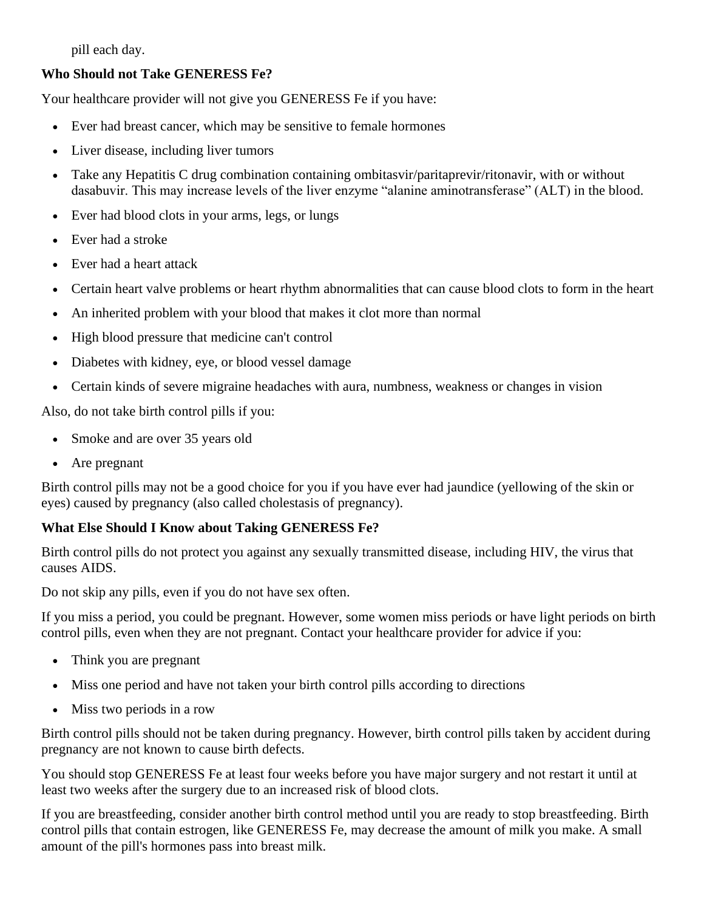pill each day.

**Who Should not Take GENERESS Fe?**

Your healthcare provider will not give you GENERESS Fe if you have:

- Ever had breast cancer, which may be sensitive to female hormones
- Liver disease, including liver tumors
- Take any Hepatitis C drug combination containing ombitasvir/paritaprevir/ritonavir, with or without dasabuvir. This may increase levels of the liver enzyme "alanine aminotransferase" (ALT) in the blood.
- Ever had blood clots in your arms, legs, or lungs
- Ever had a stroke
- Ever had a heart attack
- Certain heart valve problems or heart rhythm abnormalities that can cause blood clots to form in the heart
- An inherited problem with your blood that makes it clot more than normal
- High blood pressure that medicine can't control
- Diabetes with kidney, eye, or blood vessel damage
- Certain kinds of severe migraine headaches with aura, numbness, weakness or changes in vision

Also, do not take birth control pills if you:

- Smoke and are over 35 years old
- Are pregnant

Birth control pills may not be a good choice for you if you have ever had jaundice (yellowing of the skin or eyes) caused by pregnancy (also called cholestasis of pregnancy).

**What Else Should I Know about Taking GENERESS Fe?**

Birth control pills do not protect you against any sexually transmitted disease, including HIV, the virus that causes AIDS.

Do not skip any pills, even if you do not have sex often.

If you miss a period, you could be pregnant. However, some women miss periods or have light periods on birth control pills, even when they are not pregnant. Contact your healthcare provider for advice if you:

- Think you are pregnant
- Miss one period and have not taken your birth control pills according to directions
- Miss two periods in a row

Birth control pills should not be taken during pregnancy. However, birth control pills taken by accident during pregnancy are not known to cause birth defects.

You should stop GENERESS Fe at least four weeks before you have major surgery and not restart it until at least two weeks after the surgery due to an increased risk of blood clots.

If you are breastfeeding, consider another birth control method until you are ready to stop breastfeeding. Birth control pills that contain estrogen, like GENERESS Fe, may decrease the amount of milk you make. A small amount of the pill's hormones pass into breast milk.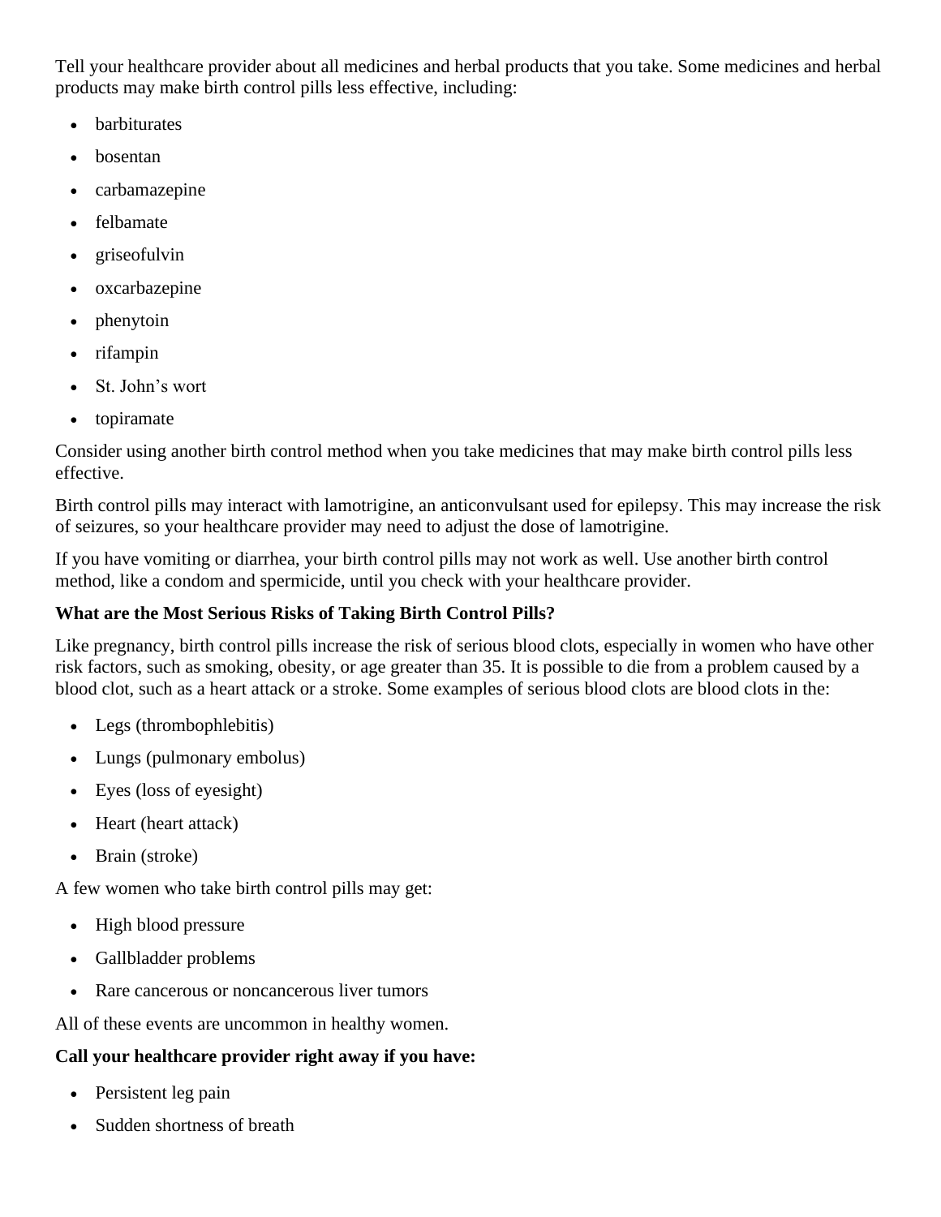Tell your healthcare provider about all medicines and herbal products that you take. Some medicines and herbal products may make birth control pills less effective, including:

- barbiturates
- bosentan
- carbamazepine
- felbamate
- griseofulvin
- oxcarbazepine
- phenytoin
- rifampin
- St. John's wort
- topiramate

Consider using another birth control method when you take medicines that may make birth control pills less effective.

Birth control pills may interact with lamotrigine, an anticonvulsant used for epilepsy. This may increase the risk of seizures, so your healthcare provider may need to adjust the dose of lamotrigine.

If you have vomiting or diarrhea, your birth control pills may not work as well. Use another birth control method, like a condom and spermicide, until you check with your healthcare provider.

**What are the Most Serious Risks of Taking Birth Control Pills?**

Like pregnancy, birth control pills increase the risk of serious blood clots, especially in women who have other risk factors, such as smoking, obesity, or age greater than 35. It is possible to die from a problem caused by a blood clot, such as a heart attack or a stroke. Some examples of serious blood clots are blood clots in the:

- Legs (thrombophlebitis)
- Lungs (pulmonary embolus)
- Eyes (loss of eyesight)
- Heart (heart attack)
- Brain (stroke)

A few women who take birth control pills may get:

- High blood pressure
- Gallbladder problems
- Rare cancerous or noncancerous liver tumors

All of these events are uncommon in healthy women.

**Call your healthcare provider right away if you have:**

- Persistent leg pain
- Sudden shortness of breath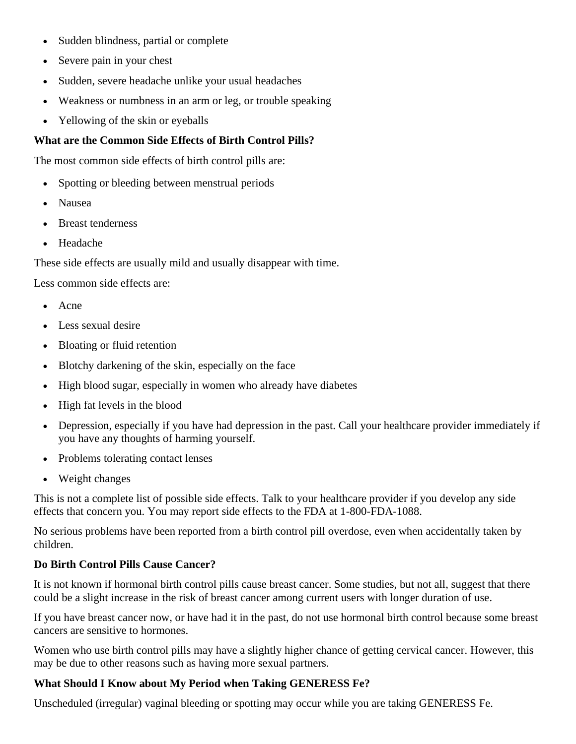- Sudden blindness, partial or complete
- Severe pain in your chest
- Sudden, severe headache unlike your usual headaches
- Weakness or numbness in an arm or leg, or trouble speaking
- Yellowing of the skin or eyeballs

**What are the Common Side Effects of Birth Control Pills?**

The most common side effects of birth control pills are:

- Spotting or bleeding between menstrual periods
- Nausea
- Breast tenderness
- Headache

These side effects are usually mild and usually disappear with time.

Less common side effects are:

- Acne
- Less sexual desire
- Bloating or fluid retention
- Blotchy darkening of the skin, especially on the face
- High blood sugar, especially in women who already have diabetes
- High fat levels in the blood
- Depression, especially if you have had depression in the past. Call your healthcare provider immediately if you have any thoughts of harming yourself.
- Problems tolerating contact lenses
- Weight changes

This is not a complete list of possible side effects. Talk to your healthcare provider if you develop any side effects that concern you. You may report side effects to the FDA at 1-800-FDA-1088.

No serious problems have been reported from a birth control pill overdose, even when accidentally taken by children.

**Do Birth Control Pills Cause Cancer?**

It is not known if hormonal birth control pills cause breast cancer. Some studies, but not all, suggest that there could be a slight increase in the risk of breast cancer among current users with longer duration of use.

If you have breast cancer now, or have had it in the past, do not use hormonal birth control because some breast cancers are sensitive to hormones.

Women who use birth control pills may have a slightly higher chance of getting cervical cancer. However, this may be due to other reasons such as having more sexual partners.

**What Should I Know about My Period when Taking GENERESS Fe?**

Unscheduled (irregular) vaginal bleeding or spotting may occur while you are taking GENERESS Fe.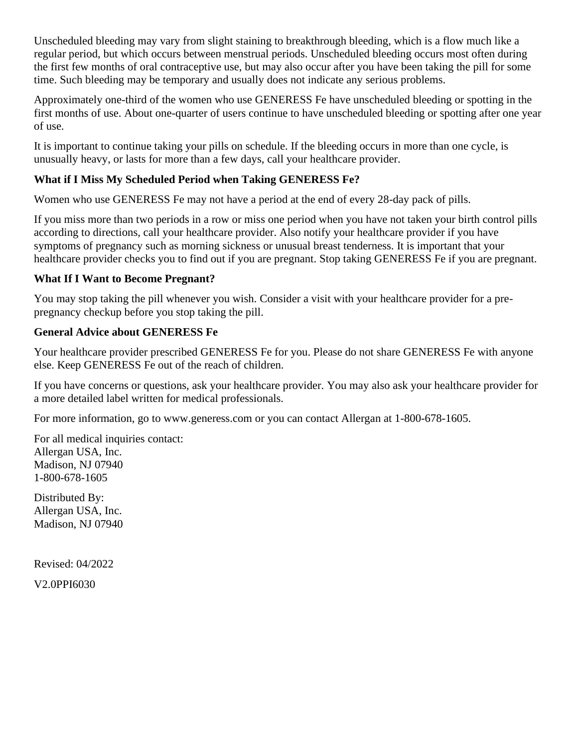Unscheduled bleeding may vary from slight staining to breakthrough bleeding, which is a flow much like a regular period, but which occurs between menstrual periods. Unscheduled bleeding occurs most often during the first few months of oral contraceptive use, but may also occur after you have been taking the pill for some time. Such bleeding may be temporary and usually does not indicate any serious problems.

Approximately one-third of the women who use GENERESS Fe have unscheduled bleeding or spotting in the first months of use. About one-quarter of users continue to have unscheduled bleeding or spotting after one year of use.

It is important to continue taking your pills on schedule. If the bleeding occurs in more than one cycle, is unusually heavy, or lasts for more than a few days, call your healthcare provider.

### What if I Miss My Scheduled Period when Taking GENERESS Fe?

Women who use GENERESS Fe may not have a period at the end of every 28-day pack of pills.

If you miss more than two periods in a row or miss one period when you have not taken your birth control pills according to directions, call your healthcare provider. Also notify your healthcare provider if you have symptoms of pregnancy such as morning sickness or unusual breast tenderness. It is important that your healthcare provider checks you to find out if you are pregnant. Stop taking GENERESS Fe if you are pregnant.

### What If I Want to Become Pregnant?

You may stop taking the pill whenever you wish. Consider a visit with your healthcare provider for a pre-pregnancy checkup before you stop taking the pill.

### General Advice about GENERESS Fe

Your healthcare provider prescribed GENERESS Fe for you. Please do not share GENERESS Fe with anyone else. Keep GENERESS Fe out of the reach of children.

If you have concerns or questions, ask your healthcare provider. You may also ask your healthcare provider for a more detailed label written for medical professionals.

For more information, go to www.generess.com or you can contact Allergan at 1-800-678-1605.

For all medical inquiries contact:
Allergan USA, Inc.
Madison, NJ 07940
1-800-678-1605

Distributed By:
Allergan USA, Inc.
Madison, NJ 07940

Revised: 04/2022

V2.0PPI6030